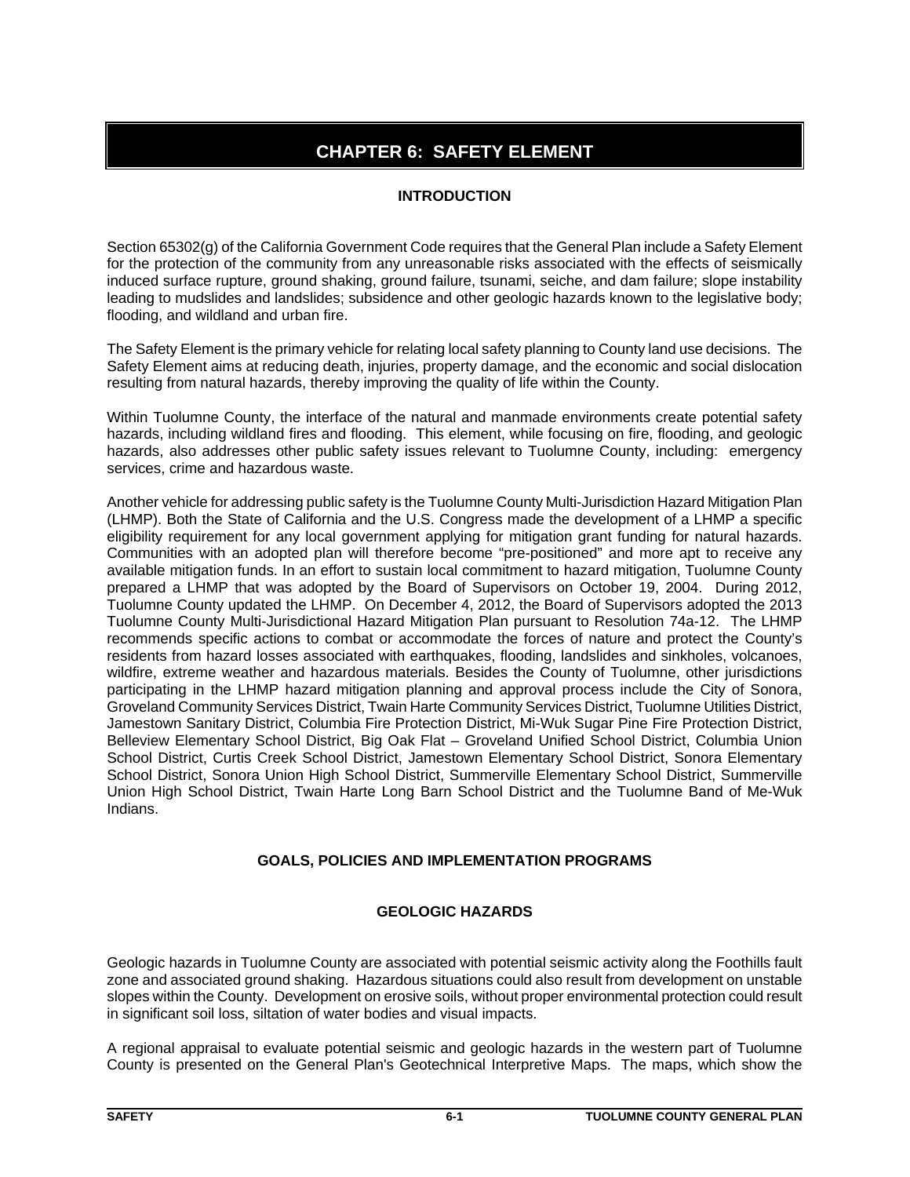# CHAPTER 6: SAFETY ELEMENT

## INTRODUCTION

Section 65302(g) of the California Government Code requires that the General Plan include a Safety Element for the protection of the community from any unreasonable risks associated with the effects of seismically induced surface rupture, ground shaking, ground failure, tsunami, seiche, and dam failure; slope instability leading to mudslides and landslides; subsidence and other geologic hazards known to the legislative body; flooding, and wildland and urban fire.

The Safety Element is the primary vehicle for relating local safety planning to County land use decisions. The Safety Element aims at reducing death, injuries, property damage, and the economic and social dislocation resulting from natural hazards, thereby improving the quality of life within the County.

Within Tuolumne County, the interface of the natural and manmade environments create potential safety hazards, including wildland fires and flooding. This element, while focusing on fire, flooding, and geologic hazards, also addresses other public safety issues relevant to Tuolumne County, including: emergency services, crime and hazardous waste.

Another vehicle for addressing public safety is the Tuolumne County Multi-Jurisdiction Hazard Mitigation Plan (LHMP). Both the State of California and the U.S. Congress made the development of a LHMP a specific eligibility requirement for any local government applying for mitigation grant funding for natural hazards. Communities with an adopted plan will therefore become "pre-positioned" and more apt to receive any available mitigation funds. In an effort to sustain local commitment to hazard mitigation, Tuolumne County prepared a LHMP that was adopted by the Board of Supervisors on October 19, 2004. During 2012, Tuolumne County updated the LHMP. On December 4, 2012, the Board of Supervisors adopted the 2013 Tuolumne County Multi-Jurisdictional Hazard Mitigation Plan pursuant to Resolution 74a-12. The LHMP recommends specific actions to combat or accommodate the forces of nature and protect the County's residents from hazard losses associated with earthquakes, flooding, landslides and sinkholes, volcanoes, wildfire, extreme weather and hazardous materials. Besides the County of Tuolumne, other jurisdictions participating in the LHMP hazard mitigation planning and approval process include the City of Sonora, Groveland Community Services District, Twain Harte Community Services District, Tuolumne Utilities District, Jamestown Sanitary District, Columbia Fire Protection District, Mi-Wuk Sugar Pine Fire Protection District, Belleview Elementary School District, Big Oak Flat – Groveland Unified School District, Columbia Union School District, Curtis Creek School District, Jamestown Elementary School District, Sonora Elementary School District, Sonora Union High School District, Summerville Elementary School District, Summerville Union High School District, Twain Harte Long Barn School District and the Tuolumne Band of Me-Wuk Indians.

## GOALS, POLICIES AND IMPLEMENTATION PROGRAMS

### GEOLOGIC HAZARDS

Geologic hazards in Tuolumne County are associated with potential seismic activity along the Foothills fault zone and associated ground shaking. Hazardous situations could also result from development on unstable slopes within the County. Development on erosive soils, without proper environmental protection could result in significant soil loss, siltation of water bodies and visual impacts.

A regional appraisal to evaluate potential seismic and geologic hazards in the western part of Tuolumne County is presented on the General Plan's Geotechnical Interpretive Maps. The maps, which show the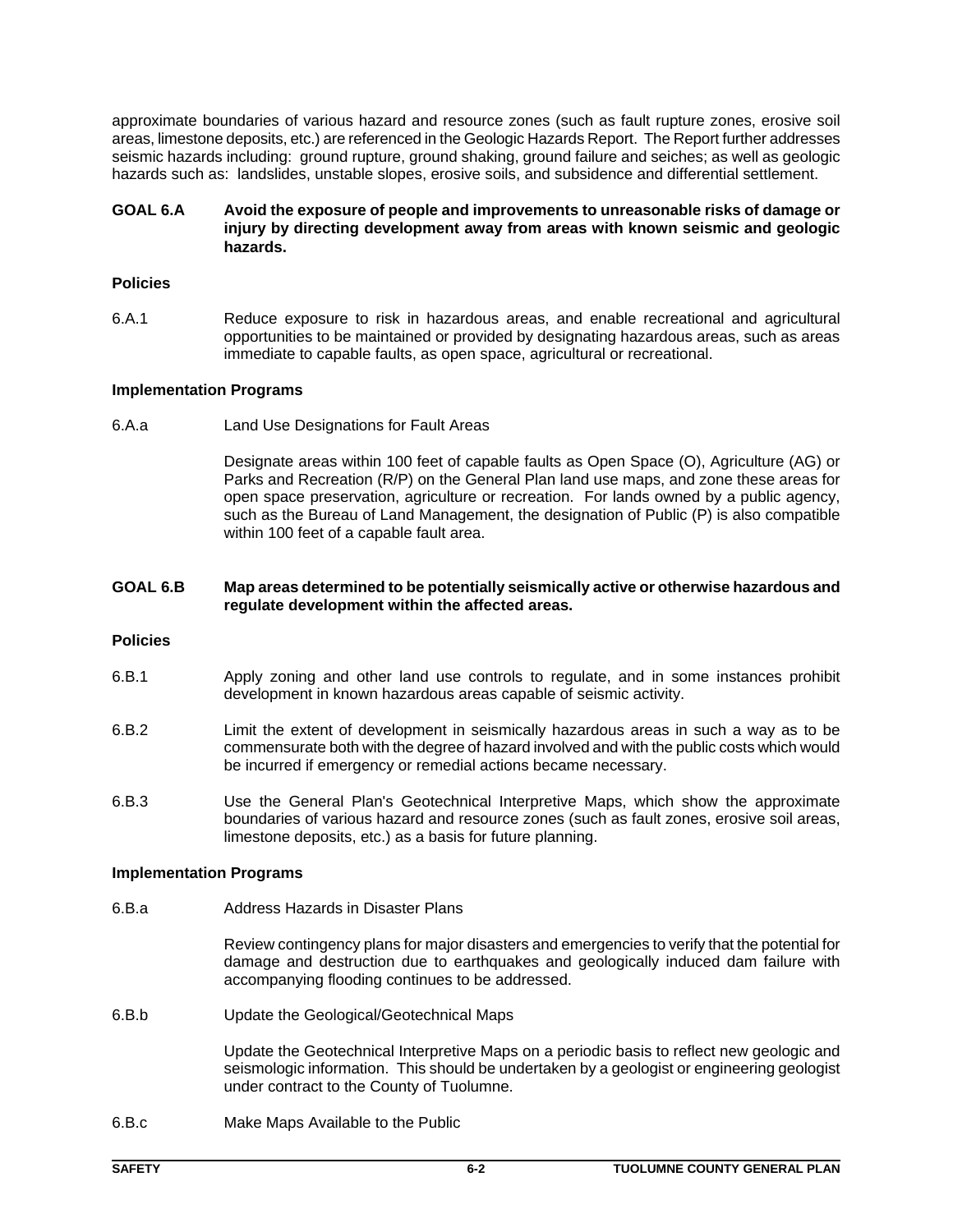approximate boundaries of various hazard and resource zones (such as fault rupture zones, erosive soil areas, limestone deposits, etc.) are referenced in the Geologic Hazards Report. The Report further addresses seismic hazards including: ground rupture, ground shaking, ground failure and seiches; as well as geologic hazards such as: landslides, unstable slopes, erosive soils, and subsidence and differential settlement.

**GOAL 6.A Avoid the exposure of people and improvements to unreasonable risks of damage or injury by directing development away from areas with known seismic and geologic hazards.**

**Policies**

6.A.1 Reduce exposure to risk in hazardous areas, and enable recreational and agricultural opportunities to be maintained or provided by designating hazardous areas, such as areas immediate to capable faults, as open space, agricultural or recreational.

**Implementation Programs**

6.A.a Land Use Designations for Fault Areas

Designate areas within 100 feet of capable faults as Open Space (O), Agriculture (AG) or Parks and Recreation (R/P) on the General Plan land use maps, and zone these areas for open space preservation, agriculture or recreation. For lands owned by a public agency, such as the Bureau of Land Management, the designation of Public (P) is also compatible within 100 feet of a capable fault area.

**GOAL 6.B Map areas determined to be potentially seismically active or otherwise hazardous and regulate development within the affected areas.**

**Policies**

6.B.1 Apply zoning and other land use controls to regulate, and in some instances prohibit development in known hazardous areas capable of seismic activity.

6.B.2 Limit the extent of development in seismically hazardous areas in such a way as to be commensurate both with the degree of hazard involved and with the public costs which would be incurred if emergency or remedial actions became necessary.

6.B.3 Use the General Plan's Geotechnical Interpretive Maps, which show the approximate boundaries of various hazard and resource zones (such as fault zones, erosive soil areas, limestone deposits, etc.) as a basis for future planning.

**Implementation Programs**

6.B.a Address Hazards in Disaster Plans

Review contingency plans for major disasters and emergencies to verify that the potential for damage and destruction due to earthquakes and geologically induced dam failure with accompanying flooding continues to be addressed.

6.B.b Update the Geological/Geotechnical Maps

Update the Geotechnical Interpretive Maps on a periodic basis to reflect new geologic and seismologic information. This should be undertaken by a geologist or engineering geologist under contract to the County of Tuolumne.

6.B.c Make Maps Available to the Public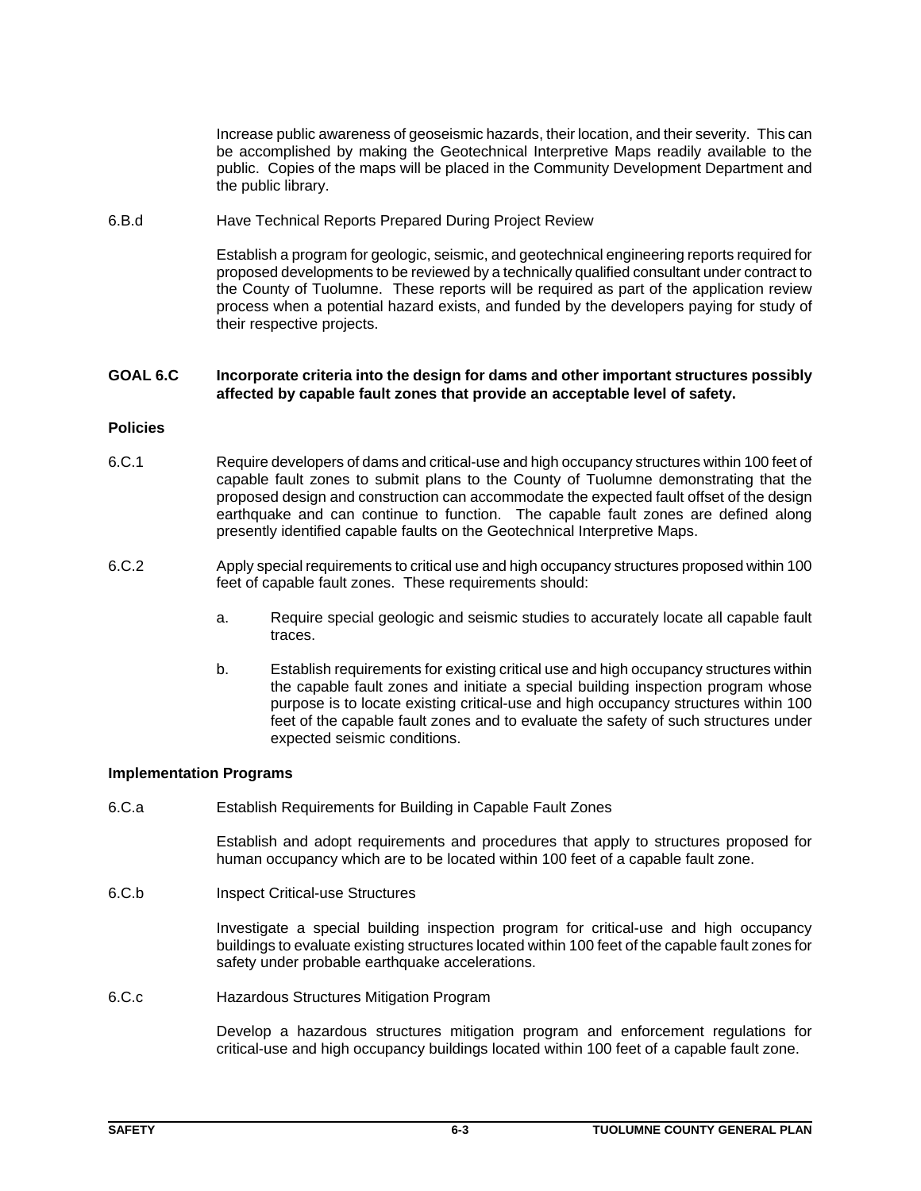Increase public awareness of geoseismic hazards, their location, and their severity. This can be accomplished by making the Geotechnical Interpretive Maps readily available to the public. Copies of the maps will be placed in the Community Development Department and the public library.

6.B.d Have Technical Reports Prepared During Project Review

Establish a program for geologic, seismic, and geotechnical engineering reports required for proposed developments to be reviewed by a technically qualified consultant under contract to the County of Tuolumne. These reports will be required as part of the application review process when a potential hazard exists, and funded by the developers paying for study of their respective projects.

**GOAL 6.C Incorporate criteria into the design for dams and other important structures possibly affected by capable fault zones that provide an acceptable level of safety.**

**Policies**

6.C.1 Require developers of dams and critical-use and high occupancy structures within 100 feet of capable fault zones to submit plans to the County of Tuolumne demonstrating that the proposed design and construction can accommodate the expected fault offset of the design earthquake and can continue to function. The capable fault zones are defined along presently identified capable faults on the Geotechnical Interpretive Maps.

6.C.2 Apply special requirements to critical use and high occupancy structures proposed within 100 feet of capable fault zones. These requirements should:

a. Require special geologic and seismic studies to accurately locate all capable fault traces.

b. Establish requirements for existing critical use and high occupancy structures within the capable fault zones and initiate a special building inspection program whose purpose is to locate existing critical-use and high occupancy structures within 100 feet of the capable fault zones and to evaluate the safety of such structures under expected seismic conditions.

**Implementation Programs**

6.C.a Establish Requirements for Building in Capable Fault Zones

Establish and adopt requirements and procedures that apply to structures proposed for human occupancy which are to be located within 100 feet of a capable fault zone.

6.C.b Inspect Critical-use Structures

Investigate a special building inspection program for critical-use and high occupancy buildings to evaluate existing structures located within 100 feet of the capable fault zones for safety under probable earthquake accelerations.

6.C.c Hazardous Structures Mitigation Program

Develop a hazardous structures mitigation program and enforcement regulations for critical-use and high occupancy buildings located within 100 feet of a capable fault zone.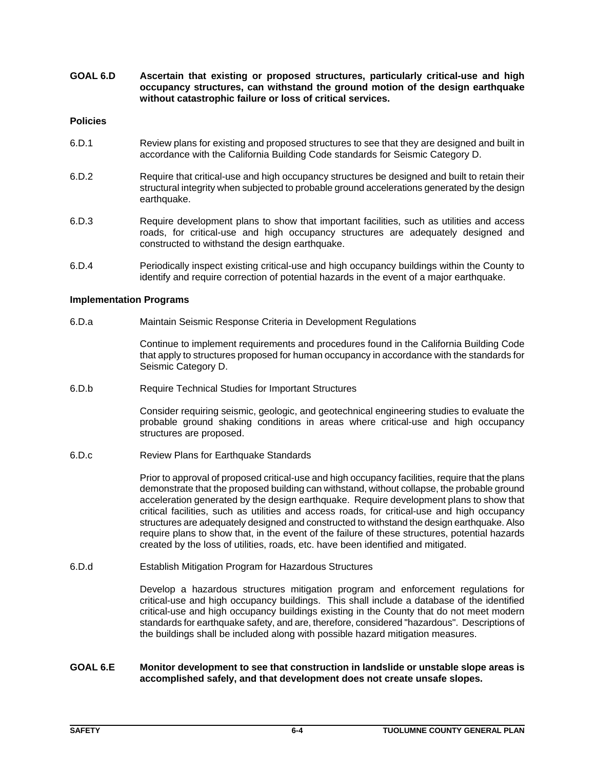**GOAL 6.D** **Ascertain that existing or proposed structures, particularly critical-use and high occupancy structures, can withstand the ground motion of the design earthquake without catastrophic failure or loss of critical services.**

**Policies**

6.D.1 Review plans for existing and proposed structures to see that they are designed and built in accordance with the California Building Code standards for Seismic Category D.

6.D.2 Require that critical-use and high occupancy structures be designed and built to retain their structural integrity when subjected to probable ground accelerations generated by the design earthquake.

6.D.3 Require development plans to show that important facilities, such as utilities and access roads, for critical-use and high occupancy structures are adequately designed and constructed to withstand the design earthquake.

6.D.4 Periodically inspect existing critical-use and high occupancy buildings within the County to identify and require correction of potential hazards in the event of a major earthquake.

**Implementation Programs**

6.D.a Maintain Seismic Response Criteria in Development Regulations

Continue to implement requirements and procedures found in the California Building Code that apply to structures proposed for human occupancy in accordance with the standards for Seismic Category D.

6.D.b Require Technical Studies for Important Structures

Consider requiring seismic, geologic, and geotechnical engineering studies to evaluate the probable ground shaking conditions in areas where critical-use and high occupancy structures are proposed.

6.D.c Review Plans for Earthquake Standards

Prior to approval of proposed critical-use and high occupancy facilities, require that the plans demonstrate that the proposed building can withstand, without collapse, the probable ground acceleration generated by the design earthquake. Require development plans to show that critical facilities, such as utilities and access roads, for critical-use and high occupancy structures are adequately designed and constructed to withstand the design earthquake. Also require plans to show that, in the event of the failure of these structures, potential hazards created by the loss of utilities, roads, etc. have been identified and mitigated.

6.D.d Establish Mitigation Program for Hazardous Structures

Develop a hazardous structures mitigation program and enforcement regulations for critical-use and high occupancy buildings. This shall include a database of the identified critical-use and high occupancy buildings existing in the County that do not meet modern standards for earthquake safety, and are, therefore, considered "hazardous". Descriptions of the buildings shall be included along with possible hazard mitigation measures.

**GOAL 6.E** **Monitor development to see that construction in landslide or unstable slope areas is accomplished safely, and that development does not create unsafe slopes.**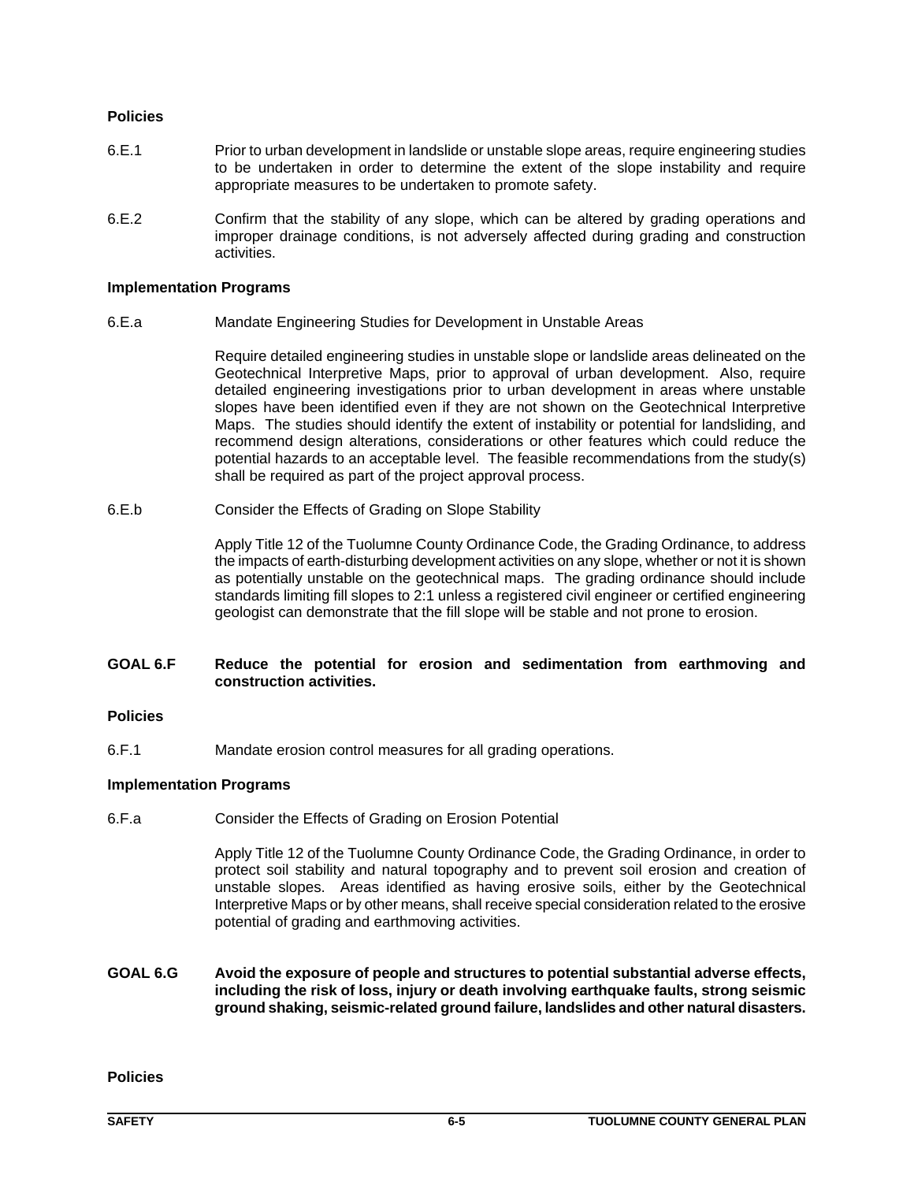### Policies

6.E.1 Prior to urban development in landslide or unstable slope areas, require engineering studies to be undertaken in order to determine the extent of the slope instability and require appropriate measures to be undertaken to promote safety.

6.E.2 Confirm that the stability of any slope, which can be altered by grading operations and improper drainage conditions, is not adversely affected during grading and construction activities.

### Implementation Programs

6.E.a Mandate Engineering Studies for Development in Unstable Areas

Require detailed engineering studies in unstable slope or landslide areas delineated on the Geotechnical Interpretive Maps, prior to approval of urban development. Also, require detailed engineering investigations prior to urban development in areas where unstable slopes have been identified even if they are not shown on the Geotechnical Interpretive Maps. The studies should identify the extent of instability or potential for landsliding, and recommend design alterations, considerations or other features which could reduce the potential hazards to an acceptable level. The feasible recommendations from the study(s) shall be required as part of the project approval process.

6.E.b Consider the Effects of Grading on Slope Stability

Apply Title 12 of the Tuolumne County Ordinance Code, the Grading Ordinance, to address the impacts of earth-disturbing development activities on any slope, whether or not it is shown as potentially unstable on the geotechnical maps. The grading ordinance should include standards limiting fill slopes to 2:1 unless a registered civil engineer or certified engineering geologist can demonstrate that the fill slope will be stable and not prone to erosion.

## GOAL 6.F Reduce the potential for erosion and sedimentation from earthmoving and construction activities.

### Policies

6.F.1 Mandate erosion control measures for all grading operations.

### Implementation Programs

6.F.a Consider the Effects of Grading on Erosion Potential

Apply Title 12 of the Tuolumne County Ordinance Code, the Grading Ordinance, in order to protect soil stability and natural topography and to prevent soil erosion and creation of unstable slopes. Areas identified as having erosive soils, either by the Geotechnical Interpretive Maps or by other means, shall receive special consideration related to the erosive potential of grading and earthmoving activities.

## GOAL 6.G Avoid the exposure of people and structures to potential substantial adverse effects, including the risk of loss, injury or death involving earthquake faults, strong seismic ground shaking, seismic-related ground failure, landslides and other natural disasters.

### Policies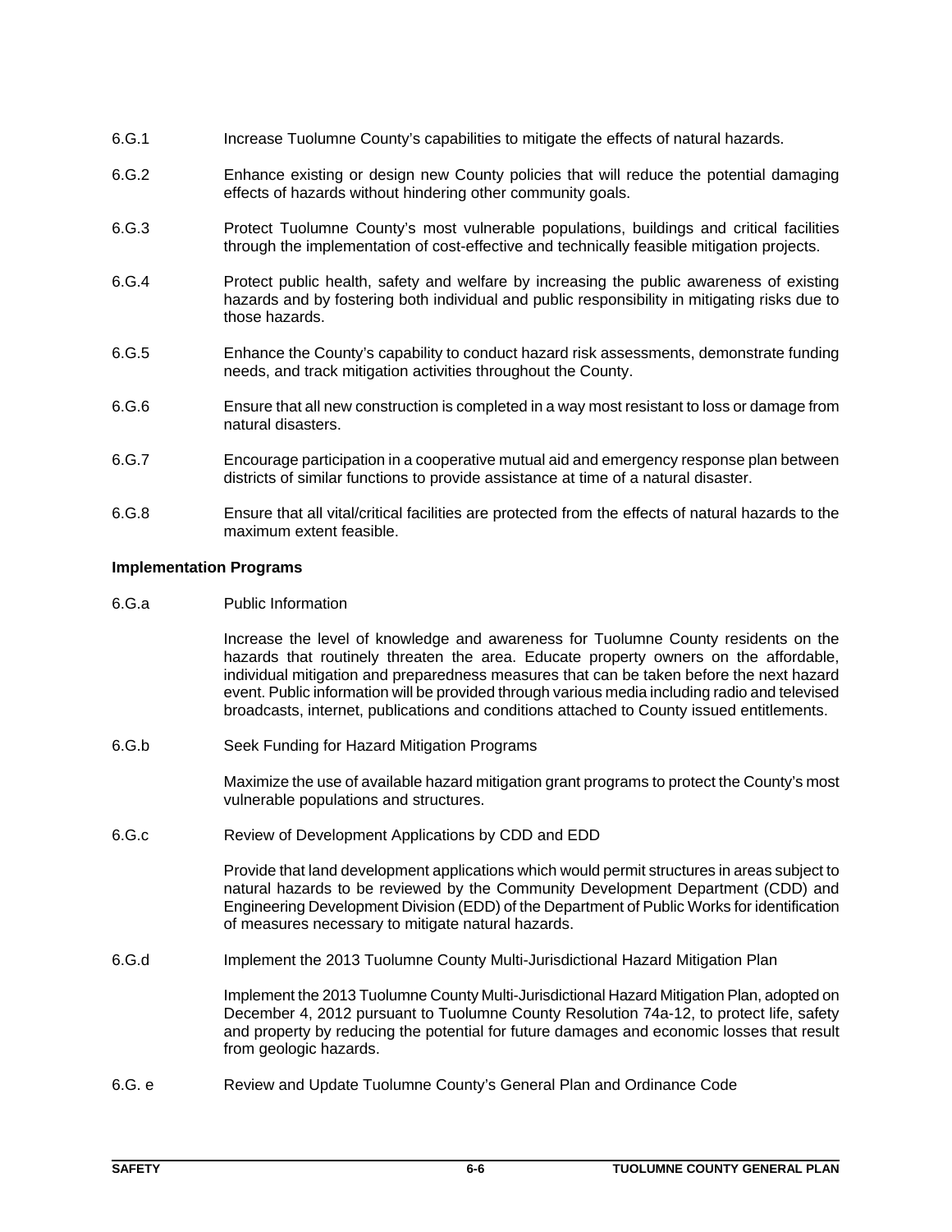6.G.1 Increase Tuolumne County's capabilities to mitigate the effects of natural hazards.

6.G.2 Enhance existing or design new County policies that will reduce the potential damaging effects of hazards without hindering other community goals.

6.G.3 Protect Tuolumne County's most vulnerable populations, buildings and critical facilities through the implementation of cost-effective and technically feasible mitigation projects.

6.G.4 Protect public health, safety and welfare by increasing the public awareness of existing hazards and by fostering both individual and public responsibility in mitigating risks due to those hazards.

6.G.5 Enhance the County's capability to conduct hazard risk assessments, demonstrate funding needs, and track mitigation activities throughout the County.

6.G.6 Ensure that all new construction is completed in a way most resistant to loss or damage from natural disasters.

6.G.7 Encourage participation in a cooperative mutual aid and emergency response plan between districts of similar functions to provide assistance at time of a natural disaster.

6.G.8 Ensure that all vital/critical facilities are protected from the effects of natural hazards to the maximum extent feasible.

**Implementation Programs**

6.G.a Public Information

Increase the level of knowledge and awareness for Tuolumne County residents on the hazards that routinely threaten the area. Educate property owners on the affordable, individual mitigation and preparedness measures that can be taken before the next hazard event. Public information will be provided through various media including radio and televised broadcasts, internet, publications and conditions attached to County issued entitlements.

6.G.b Seek Funding for Hazard Mitigation Programs

Maximize the use of available hazard mitigation grant programs to protect the County's most vulnerable populations and structures.

6.G.c Review of Development Applications by CDD and EDD

Provide that land development applications which would permit structures in areas subject to natural hazards to be reviewed by the Community Development Department (CDD) and Engineering Development Division (EDD) of the Department of Public Works for identification of measures necessary to mitigate natural hazards.

6.G.d Implement the 2013 Tuolumne County Multi-Jurisdictional Hazard Mitigation Plan

Implement the 2013 Tuolumne County Multi-Jurisdictional Hazard Mitigation Plan, adopted on December 4, 2012 pursuant to Tuolumne County Resolution 74a-12, to protect life, safety and property by reducing the potential for future damages and economic losses that result from geologic hazards.

6.G. e Review and Update Tuolumne County's General Plan and Ordinance Code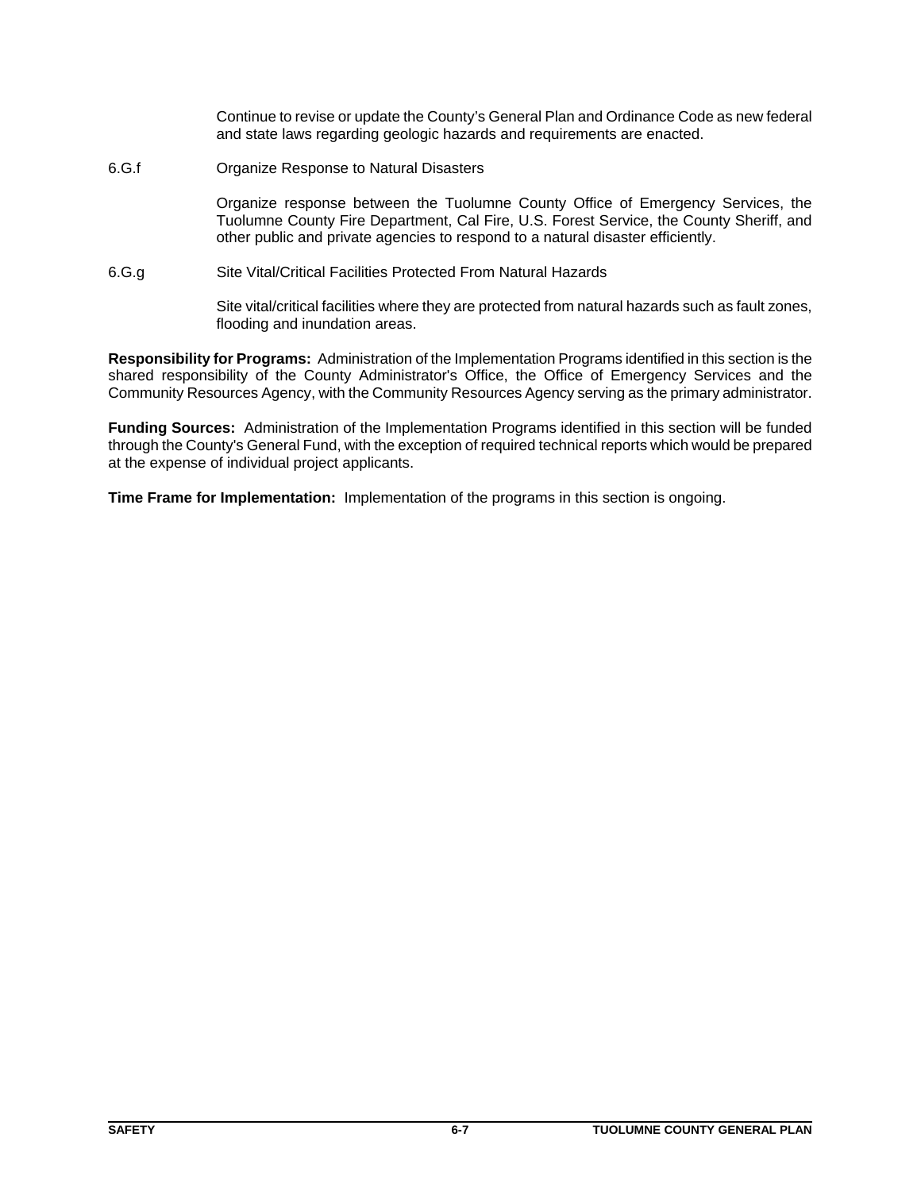Continue to revise or update the County's General Plan and Ordinance Code as new federal and state laws regarding geologic hazards and requirements are enacted.

6.G.f Organize Response to Natural Disasters

Organize response between the Tuolumne County Office of Emergency Services, the Tuolumne County Fire Department, Cal Fire, U.S. Forest Service, the County Sheriff, and other public and private agencies to respond to a natural disaster efficiently.

6.G.g Site Vital/Critical Facilities Protected From Natural Hazards

Site vital/critical facilities where they are protected from natural hazards such as fault zones, flooding and inundation areas.

**Responsibility for Programs:** Administration of the Implementation Programs identified in this section is the shared responsibility of the County Administrator's Office, the Office of Emergency Services and the Community Resources Agency, with the Community Resources Agency serving as the primary administrator.

**Funding Sources:** Administration of the Implementation Programs identified in this section will be funded through the County's General Fund, with the exception of required technical reports which would be prepared at the expense of individual project applicants.

**Time Frame for Implementation:** Implementation of the programs in this section is ongoing.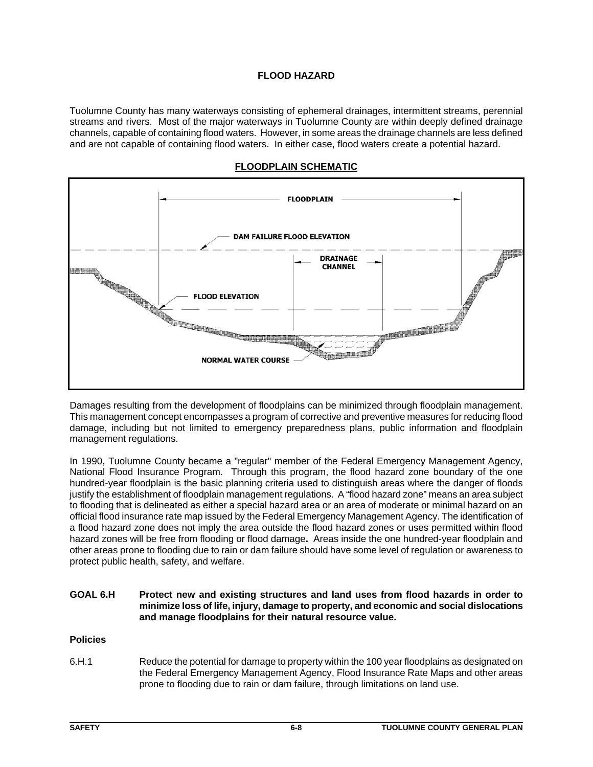## FLOOD HAZARD

Tuolumne County has many waterways consisting of ephemeral drainages, intermittent streams, perennial streams and rivers. Most of the major waterways in Tuolumne County are within deeply defined drainage channels, capable of containing flood waters. However, in some areas the drainage channels are less defined and are not capable of containing flood waters. In either case, flood waters create a potential hazard.

**FLOODPLAIN SCHEMATIC**

Damages resulting from the development of floodplains can be minimized through floodplain management. This management concept encompasses a program of corrective and preventive measures for reducing flood damage, including but not limited to emergency preparedness plans, public information and floodplain management regulations.

In 1990, Tuolumne County became a "regular" member of the Federal Emergency Management Agency, National Flood Insurance Program. Through this program, the flood hazard zone boundary of the one hundred-year floodplain is the basic planning criteria used to distinguish areas where the danger of floods justify the establishment of floodplain management regulations. A "flood hazard zone" means an area subject to flooding that is delineated as either a special hazard area or an area of moderate or minimal hazard on an official flood insurance rate map issued by the Federal Emergency Management Agency. The identification of a flood hazard zone does not imply the area outside the flood hazard zones or uses permitted within flood hazard zones will be free from flooding or flood damage**.** Areas inside the one hundred-year floodplain and other areas prone to flooding due to rain or dam failure should have some level of regulation or awareness to protect public health, safety, and welfare.

**GOAL 6.H Protect new and existing structures and land uses from flood hazards in order to minimize loss of life, injury, damage to property, and economic and social dislocations and manage floodplains for their natural resource value.**

**Policies**

6.H.1 Reduce the potential for damage to property within the 100 year floodplains as designated on the Federal Emergency Management Agency, Flood Insurance Rate Maps and other areas prone to flooding due to rain or dam failure, through limitations on land use.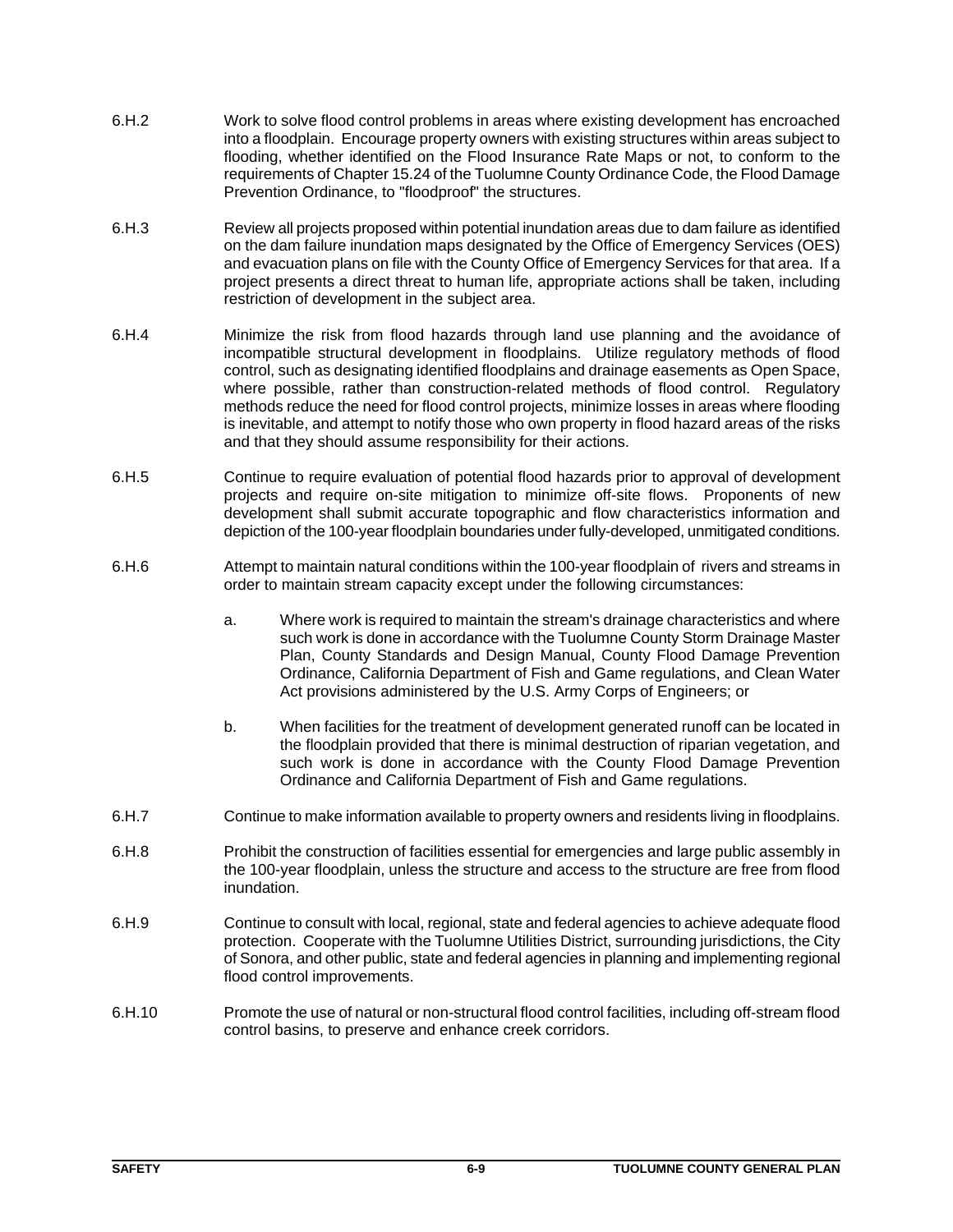6.H.2 Work to solve flood control problems in areas where existing development has encroached into a floodplain. Encourage property owners with existing structures within areas subject to flooding, whether identified on the Flood Insurance Rate Maps or not, to conform to the requirements of Chapter 15.24 of the Tuolumne County Ordinance Code, the Flood Damage Prevention Ordinance, to "floodproof" the structures.

6.H.3 Review all projects proposed within potential inundation areas due to dam failure as identified on the dam failure inundation maps designated by the Office of Emergency Services (OES) and evacuation plans on file with the County Office of Emergency Services for that area. If a project presents a direct threat to human life, appropriate actions shall be taken, including restriction of development in the subject area.

6.H.4 Minimize the risk from flood hazards through land use planning and the avoidance of incompatible structural development in floodplains. Utilize regulatory methods of flood control, such as designating identified floodplains and drainage easements as Open Space, where possible, rather than construction-related methods of flood control. Regulatory methods reduce the need for flood control projects, minimize losses in areas where flooding is inevitable, and attempt to notify those who own property in flood hazard areas of the risks and that they should assume responsibility for their actions.

6.H.5 Continue to require evaluation of potential flood hazards prior to approval of development projects and require on-site mitigation to minimize off-site flows. Proponents of new development shall submit accurate topographic and flow characteristics information and depiction of the 100-year floodplain boundaries under fully-developed, unmitigated conditions.

6.H.6 Attempt to maintain natural conditions within the 100-year floodplain of rivers and streams in order to maintain stream capacity except under the following circumstances:

a. Where work is required to maintain the stream's drainage characteristics and where such work is done in accordance with the Tuolumne County Storm Drainage Master Plan, County Standards and Design Manual, County Flood Damage Prevention Ordinance, California Department of Fish and Game regulations, and Clean Water Act provisions administered by the U.S. Army Corps of Engineers; or

b. When facilities for the treatment of development generated runoff can be located in the floodplain provided that there is minimal destruction of riparian vegetation, and such work is done in accordance with the County Flood Damage Prevention Ordinance and California Department of Fish and Game regulations.

6.H.7 Continue to make information available to property owners and residents living in floodplains.

6.H.8 Prohibit the construction of facilities essential for emergencies and large public assembly in the 100-year floodplain, unless the structure and access to the structure are free from flood inundation.

6.H.9 Continue to consult with local, regional, state and federal agencies to achieve adequate flood protection. Cooperate with the Tuolumne Utilities District, surrounding jurisdictions, the City of Sonora, and other public, state and federal agencies in planning and implementing regional flood control improvements.

6.H.10 Promote the use of natural or non-structural flood control facilities, including off-stream flood control basins, to preserve and enhance creek corridors.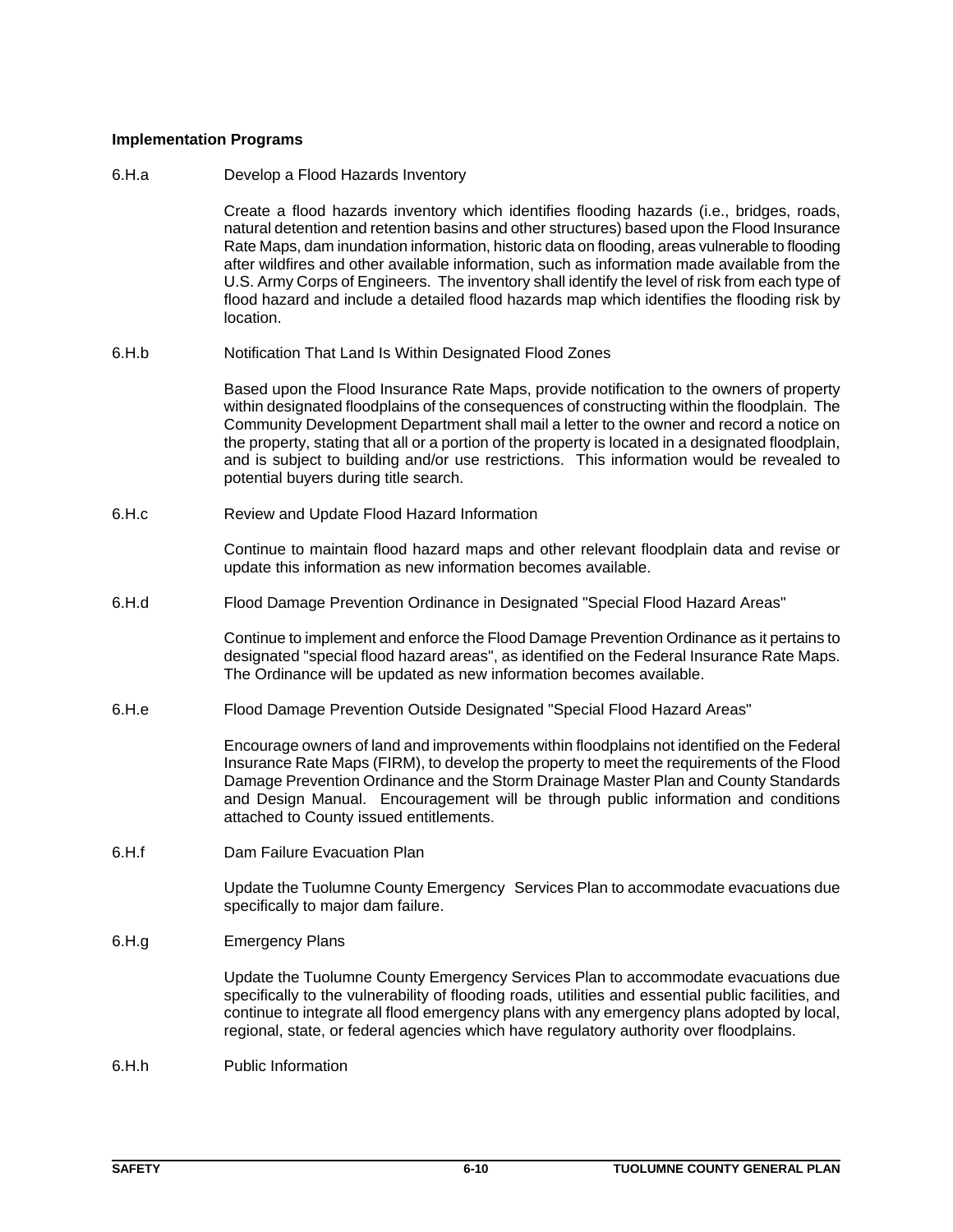**Implementation Programs**

6.H.a Develop a Flood Hazards Inventory

Create a flood hazards inventory which identifies flooding hazards (i.e., bridges, roads, natural detention and retention basins and other structures) based upon the Flood Insurance Rate Maps, dam inundation information, historic data on flooding, areas vulnerable to flooding after wildfires and other available information, such as information made available from the U.S. Army Corps of Engineers. The inventory shall identify the level of risk from each type of flood hazard and include a detailed flood hazards map which identifies the flooding risk by location.

6.H.b Notification That Land Is Within Designated Flood Zones

Based upon the Flood Insurance Rate Maps, provide notification to the owners of property within designated floodplains of the consequences of constructing within the floodplain. The Community Development Department shall mail a letter to the owner and record a notice on the property, stating that all or a portion of the property is located in a designated floodplain, and is subject to building and/or use restrictions. This information would be revealed to potential buyers during title search.

6.H.c Review and Update Flood Hazard Information

Continue to maintain flood hazard maps and other relevant floodplain data and revise or update this information as new information becomes available.

6.H.d Flood Damage Prevention Ordinance in Designated "Special Flood Hazard Areas"

Continue to implement and enforce the Flood Damage Prevention Ordinance as it pertains to designated "special flood hazard areas", as identified on the Federal Insurance Rate Maps. The Ordinance will be updated as new information becomes available.

6.H.e Flood Damage Prevention Outside Designated "Special Flood Hazard Areas"

Encourage owners of land and improvements within floodplains not identified on the Federal Insurance Rate Maps (FIRM), to develop the property to meet the requirements of the Flood Damage Prevention Ordinance and the Storm Drainage Master Plan and County Standards and Design Manual. Encouragement will be through public information and conditions attached to County issued entitlements.

6.H.f Dam Failure Evacuation Plan

Update the Tuolumne County Emergency Services Plan to accommodate evacuations due specifically to major dam failure.

6.H.g Emergency Plans

Update the Tuolumne County Emergency Services Plan to accommodate evacuations due specifically to the vulnerability of flooding roads, utilities and essential public facilities, and continue to integrate all flood emergency plans with any emergency plans adopted by local, regional, state, or federal agencies which have regulatory authority over floodplains.

6.H.h Public Information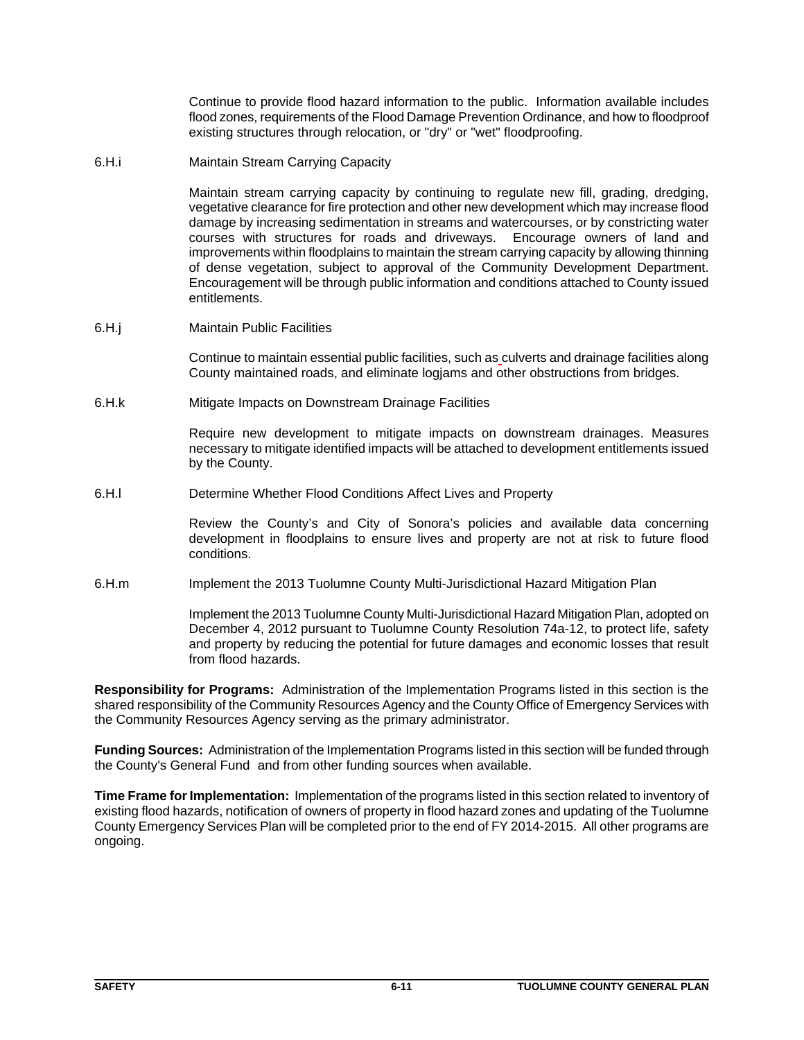Continue to provide flood hazard information to the public. Information available includes flood zones, requirements of the Flood Damage Prevention Ordinance, and how to floodproof existing structures through relocation, or "dry" or "wet" floodproofing.

6.H.i Maintain Stream Carrying Capacity

Maintain stream carrying capacity by continuing to regulate new fill, grading, dredging, vegetative clearance for fire protection and other new development which may increase flood damage by increasing sedimentation in streams and watercourses, or by constricting water courses with structures for roads and driveways. Encourage owners of land and improvements within floodplains to maintain the stream carrying capacity by allowing thinning of dense vegetation, subject to approval of the Community Development Department. Encouragement will be through public information and conditions attached to County issued entitlements.

6.H.j Maintain Public Facilities

Continue to maintain essential public facilities, such as culverts and drainage facilities along County maintained roads, and eliminate logjams and other obstructions from bridges.

6.H.k Mitigate Impacts on Downstream Drainage Facilities

Require new development to mitigate impacts on downstream drainages. Measures necessary to mitigate identified impacts will be attached to development entitlements issued by the County.

6.H.l Determine Whether Flood Conditions Affect Lives and Property

Review the County's and City of Sonora's policies and available data concerning development in floodplains to ensure lives and property are not at risk to future flood conditions.

6.H.m Implement the 2013 Tuolumne County Multi-Jurisdictional Hazard Mitigation Plan

Implement the 2013 Tuolumne County Multi-Jurisdictional Hazard Mitigation Plan, adopted on December 4, 2012 pursuant to Tuolumne County Resolution 74a-12, to protect life, safety and property by reducing the potential for future damages and economic losses that result from flood hazards.

**Responsibility for Programs:** Administration of the Implementation Programs listed in this section is the shared responsibility of the Community Resources Agency and the County Office of Emergency Services with the Community Resources Agency serving as the primary administrator.

**Funding Sources:** Administration of the Implementation Programs listed in this section will be funded through the County's General Fund and from other funding sources when available.

**Time Frame for Implementation:** Implementation of the programs listed in this section related to inventory of existing flood hazards, notification of owners of property in flood hazard zones and updating of the Tuolumne County Emergency Services Plan will be completed prior to the end of FY 2014-2015. All other programs are ongoing.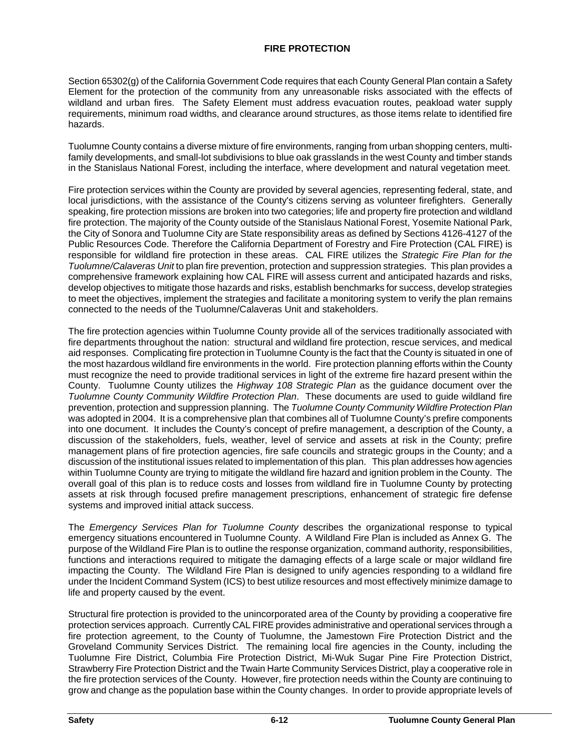## FIRE PROTECTION

Section 65302(g) of the California Government Code requires that each County General Plan contain a Safety Element for the protection of the community from any unreasonable risks associated with the effects of wildland and urban fires. The Safety Element must address evacuation routes, peakload water supply requirements, minimum road widths, and clearance around structures, as those items relate to identified fire hazards.

Tuolumne County contains a diverse mixture of fire environments, ranging from urban shopping centers, multi-family developments, and small-lot subdivisions to blue oak grasslands in the west County and timber stands in the Stanislaus National Forest, including the interface, where development and natural vegetation meet.

Fire protection services within the County are provided by several agencies, representing federal, state, and local jurisdictions, with the assistance of the County's citizens serving as volunteer firefighters. Generally speaking, fire protection missions are broken into two categories; life and property fire protection and wildland fire protection. The majority of the County outside of the Stanislaus National Forest, Yosemite National Park, the City of Sonora and Tuolumne City are State responsibility areas as defined by Sections 4126-4127 of the Public Resources Code. Therefore the California Department of Forestry and Fire Protection (CAL FIRE) is responsible for wildland fire protection in these areas. CAL FIRE utilizes the *Strategic Fire Plan for the Tuolumne/Calaveras Unit* to plan fire prevention, protection and suppression strategies. This plan provides a comprehensive framework explaining how CAL FIRE will assess current and anticipated hazards and risks, develop objectives to mitigate those hazards and risks, establish benchmarks for success, develop strategies to meet the objectives, implement the strategies and facilitate a monitoring system to verify the plan remains connected to the needs of the Tuolumne/Calaveras Unit and stakeholders.

The fire protection agencies within Tuolumne County provide all of the services traditionally associated with fire departments throughout the nation: structural and wildland fire protection, rescue services, and medical aid responses. Complicating fire protection in Tuolumne County is the fact that the County is situated in one of the most hazardous wildland fire environments in the world. Fire protection planning efforts within the County must recognize the need to provide traditional services in light of the extreme fire hazard present within the County. Tuolumne County utilizes the *Highway 108 Strategic Plan* as the guidance document over the *Tuolumne County Community Wildfire Protection Plan*. These documents are used to guide wildland fire prevention, protection and suppression planning. The *Tuolumne County Community Wildfire Protection Plan* was adopted in 2004. It is a comprehensive plan that combines all of Tuolumne County's prefire components into one document. It includes the County's concept of prefire management, a description of the County, a discussion of the stakeholders, fuels, weather, level of service and assets at risk in the County; prefire management plans of fire protection agencies, fire safe councils and strategic groups in the County; and a discussion of the institutional issues related to implementation of this plan. This plan addresses how agencies within Tuolumne County are trying to mitigate the wildland fire hazard and ignition problem in the County. The overall goal of this plan is to reduce costs and losses from wildland fire in Tuolumne County by protecting assets at risk through focused prefire management prescriptions, enhancement of strategic fire defense systems and improved initial attack success.

The *Emergency Services Plan for Tuolumne County* describes the organizational response to typical emergency situations encountered in Tuolumne County. A Wildland Fire Plan is included as Annex G. The purpose of the Wildland Fire Plan is to outline the response organization, command authority, responsibilities, functions and interactions required to mitigate the damaging effects of a large scale or major wildland fire impacting the County. The Wildland Fire Plan is designed to unify agencies responding to a wildland fire under the Incident Command System (ICS) to best utilize resources and most effectively minimize damage to life and property caused by the event.

Structural fire protection is provided to the unincorporated area of the County by providing a cooperative fire protection services approach. Currently CAL FIRE provides administrative and operational services through a fire protection agreement, to the County of Tuolumne, the Jamestown Fire Protection District and the Groveland Community Services District. The remaining local fire agencies in the County, including the Tuolumne Fire District, Columbia Fire Protection District, Mi-Wuk Sugar Pine Fire Protection District, Strawberry Fire Protection District and the Twain Harte Community Services District, play a cooperative role in the fire protection services of the County. However, fire protection needs within the County are continuing to grow and change as the population base within the County changes. In order to provide appropriate levels of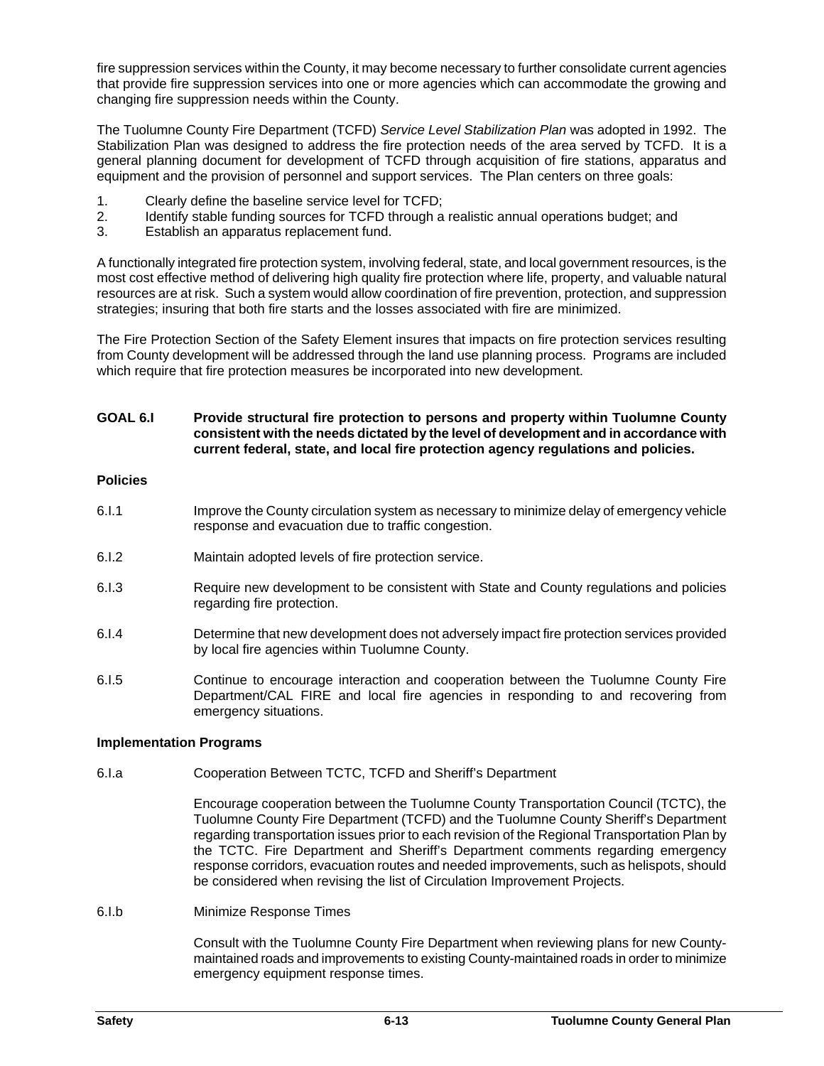fire suppression services within the County, it may become necessary to further consolidate current agencies that provide fire suppression services into one or more agencies which can accommodate the growing and changing fire suppression needs within the County.

The Tuolumne County Fire Department (TCFD) *Service Level Stabilization Plan* was adopted in 1992. The Stabilization Plan was designed to address the fire protection needs of the area served by TCFD. It is a general planning document for development of TCFD through acquisition of fire stations, apparatus and equipment and the provision of personnel and support services. The Plan centers on three goals:

1. Clearly define the baseline service level for TCFD;
2. Identify stable funding sources for TCFD through a realistic annual operations budget; and
3. Establish an apparatus replacement fund.

A functionally integrated fire protection system, involving federal, state, and local government resources, is the most cost effective method of delivering high quality fire protection where life, property, and valuable natural resources are at risk. Such a system would allow coordination of fire prevention, protection, and suppression strategies; insuring that both fire starts and the losses associated with fire are minimized.

The Fire Protection Section of the Safety Element insures that impacts on fire protection services resulting from County development will be addressed through the land use planning process. Programs are included which require that fire protection measures be incorporated into new development.

**GOAL 6.I Provide structural fire protection to persons and property within Tuolumne County consistent with the needs dictated by the level of development and in accordance with current federal, state, and local fire protection agency regulations and policies.**

**Policies**

6.I.1 Improve the County circulation system as necessary to minimize delay of emergency vehicle response and evacuation due to traffic congestion.

6.I.2 Maintain adopted levels of fire protection service.

6.I.3 Require new development to be consistent with State and County regulations and policies regarding fire protection.

6.I.4 Determine that new development does not adversely impact fire protection services provided by local fire agencies within Tuolumne County.

6.I.5 Continue to encourage interaction and cooperation between the Tuolumne County Fire Department/CAL FIRE and local fire agencies in responding to and recovering from emergency situations.

**Implementation Programs**

6.I.a Cooperation Between TCTC, TCFD and Sheriff's Department

Encourage cooperation between the Tuolumne County Transportation Council (TCTC), the Tuolumne County Fire Department (TCFD) and the Tuolumne County Sheriff's Department regarding transportation issues prior to each revision of the Regional Transportation Plan by the TCTC. Fire Department and Sheriff's Department comments regarding emergency response corridors, evacuation routes and needed improvements, such as helispots, should be considered when revising the list of Circulation Improvement Projects.

6.I.b Minimize Response Times

Consult with the Tuolumne County Fire Department when reviewing plans for new County-maintained roads and improvements to existing County-maintained roads in order to minimize emergency equipment response times.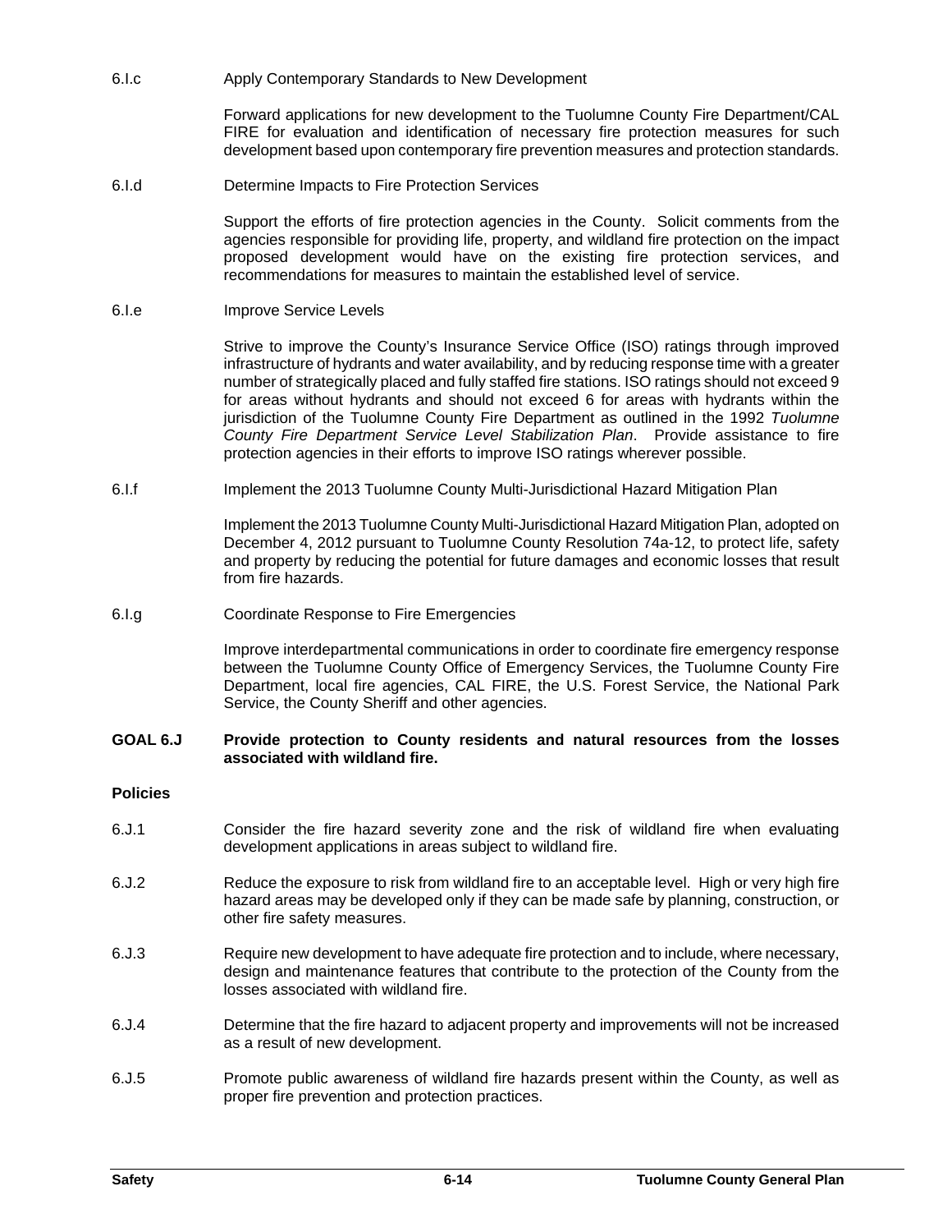6.I.c Apply Contemporary Standards to New Development

Forward applications for new development to the Tuolumne County Fire Department/CAL FIRE for evaluation and identification of necessary fire protection measures for such development based upon contemporary fire prevention measures and protection standards.

6.I.d Determine Impacts to Fire Protection Services

Support the efforts of fire protection agencies in the County. Solicit comments from the agencies responsible for providing life, property, and wildland fire protection on the impact proposed development would have on the existing fire protection services, and recommendations for measures to maintain the established level of service.

6.I.e Improve Service Levels

Strive to improve the County's Insurance Service Office (ISO) ratings through improved infrastructure of hydrants and water availability, and by reducing response time with a greater number of strategically placed and fully staffed fire stations. ISO ratings should not exceed 9 for areas without hydrants and should not exceed 6 for areas with hydrants within the jurisdiction of the Tuolumne County Fire Department as outlined in the 1992 *Tuolumne County Fire Department Service Level Stabilization Plan*. Provide assistance to fire protection agencies in their efforts to improve ISO ratings wherever possible.

6.I.f Implement the 2013 Tuolumne County Multi-Jurisdictional Hazard Mitigation Plan

Implement the 2013 Tuolumne County Multi-Jurisdictional Hazard Mitigation Plan, adopted on December 4, 2012 pursuant to Tuolumne County Resolution 74a-12, to protect life, safety and property by reducing the potential for future damages and economic losses that result from fire hazards.

6.I.g Coordinate Response to Fire Emergencies

Improve interdepartmental communications in order to coordinate fire emergency response between the Tuolumne County Office of Emergency Services, the Tuolumne County Fire Department, local fire agencies, CAL FIRE, the U.S. Forest Service, the National Park Service, the County Sheriff and other agencies.

**GOAL 6.J Provide protection to County residents and natural resources from the losses associated with wildland fire.**

**Policies**

6.J.1 Consider the fire hazard severity zone and the risk of wildland fire when evaluating development applications in areas subject to wildland fire.

6.J.2 Reduce the exposure to risk from wildland fire to an acceptable level. High or very high fire hazard areas may be developed only if they can be made safe by planning, construction, or other fire safety measures.

6.J.3 Require new development to have adequate fire protection and to include, where necessary, design and maintenance features that contribute to the protection of the County from the losses associated with wildland fire.

6.J.4 Determine that the fire hazard to adjacent property and improvements will not be increased as a result of new development.

6.J.5 Promote public awareness of wildland fire hazards present within the County, as well as proper fire prevention and protection practices.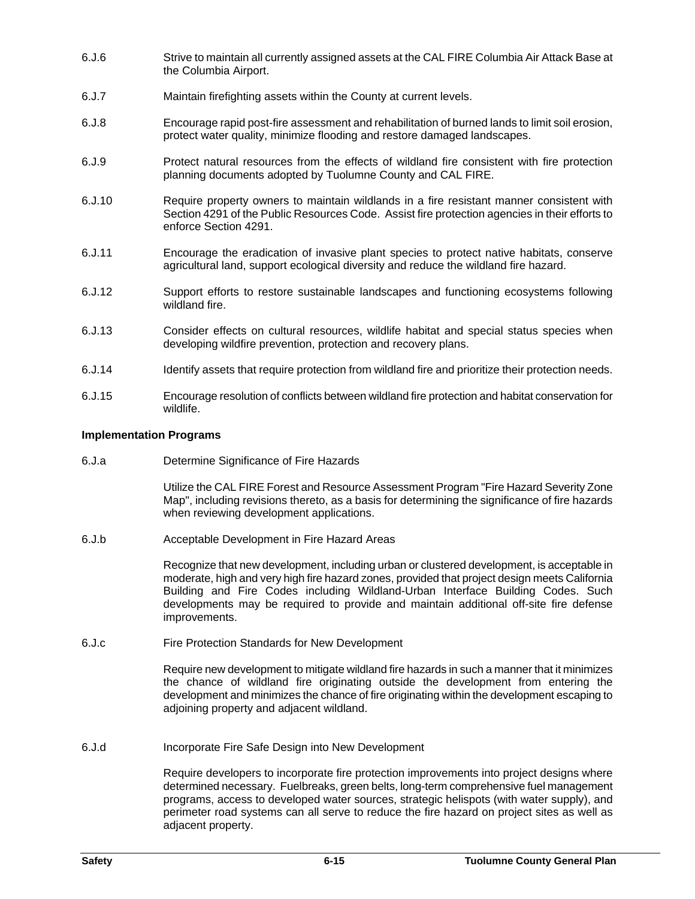6.J.6 Strive to maintain all currently assigned assets at the CAL FIRE Columbia Air Attack Base at the Columbia Airport.

6.J.7 Maintain firefighting assets within the County at current levels.

6.J.8 Encourage rapid post-fire assessment and rehabilitation of burned lands to limit soil erosion, protect water quality, minimize flooding and restore damaged landscapes.

6.J.9 Protect natural resources from the effects of wildland fire consistent with fire protection planning documents adopted by Tuolumne County and CAL FIRE.

6.J.10 Require property owners to maintain wildlands in a fire resistant manner consistent with Section 4291 of the Public Resources Code. Assist fire protection agencies in their efforts to enforce Section 4291.

6.J.11 Encourage the eradication of invasive plant species to protect native habitats, conserve agricultural land, support ecological diversity and reduce the wildland fire hazard.

6.J.12 Support efforts to restore sustainable landscapes and functioning ecosystems following wildland fire.

6.J.13 Consider effects on cultural resources, wildlife habitat and special status species when developing wildfire prevention, protection and recovery plans.

6.J.14 Identify assets that require protection from wildland fire and prioritize their protection needs.

6.J.15 Encourage resolution of conflicts between wildland fire protection and habitat conservation for wildlife.

**Implementation Programs**

6.J.a Determine Significance of Fire Hazards

Utilize the CAL FIRE Forest and Resource Assessment Program "Fire Hazard Severity Zone Map", including revisions thereto, as a basis for determining the significance of fire hazards when reviewing development applications.

6.J.b Acceptable Development in Fire Hazard Areas

Recognize that new development, including urban or clustered development, is acceptable in moderate, high and very high fire hazard zones, provided that project design meets California Building and Fire Codes including Wildland-Urban Interface Building Codes. Such developments may be required to provide and maintain additional off-site fire defense improvements.

6.J.c Fire Protection Standards for New Development

Require new development to mitigate wildland fire hazards in such a manner that it minimizes the chance of wildland fire originating outside the development from entering the development and minimizes the chance of fire originating within the development escaping to adjoining property and adjacent wildland.

6.J.d Incorporate Fire Safe Design into New Development

Require developers to incorporate fire protection improvements into project designs where determined necessary. Fuelbreaks, green belts, long-term comprehensive fuel management programs, access to developed water sources, strategic helispots (with water supply), and perimeter road systems can all serve to reduce the fire hazard on project sites as well as adjacent property.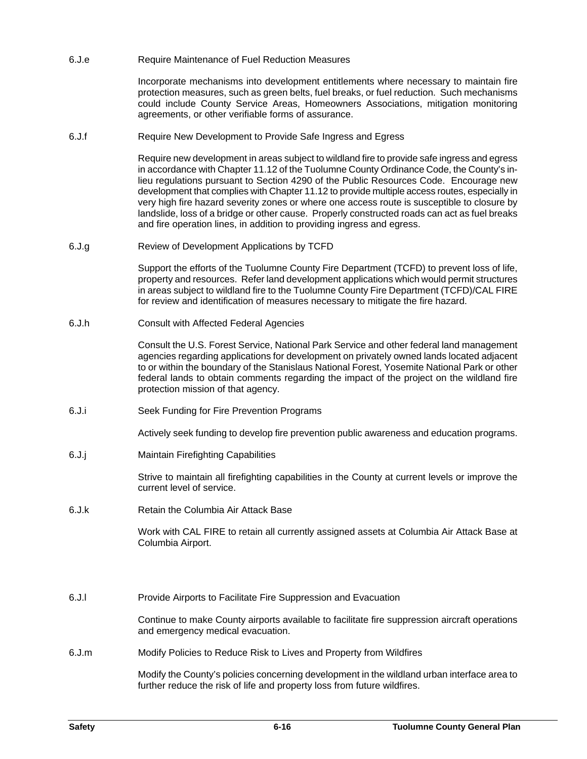6.J.e Require Maintenance of Fuel Reduction Measures

Incorporate mechanisms into development entitlements where necessary to maintain fire protection measures, such as green belts, fuel breaks, or fuel reduction. Such mechanisms could include County Service Areas, Homeowners Associations, mitigation monitoring agreements, or other verifiable forms of assurance.

6.J.f Require New Development to Provide Safe Ingress and Egress

Require new development in areas subject to wildland fire to provide safe ingress and egress in accordance with Chapter 11.12 of the Tuolumne County Ordinance Code, the County's in-lieu regulations pursuant to Section 4290 of the Public Resources Code. Encourage new development that complies with Chapter 11.12 to provide multiple access routes, especially in very high fire hazard severity zones or where one access route is susceptible to closure by landslide, loss of a bridge or other cause. Properly constructed roads can act as fuel breaks and fire operation lines, in addition to providing ingress and egress.

6.J.g Review of Development Applications by TCFD

Support the efforts of the Tuolumne County Fire Department (TCFD) to prevent loss of life, property and resources. Refer land development applications which would permit structures in areas subject to wildland fire to the Tuolumne County Fire Department (TCFD)/CAL FIRE for review and identification of measures necessary to mitigate the fire hazard.

6.J.h Consult with Affected Federal Agencies

Consult the U.S. Forest Service, National Park Service and other federal land management agencies regarding applications for development on privately owned lands located adjacent to or within the boundary of the Stanislaus National Forest, Yosemite National Park or other federal lands to obtain comments regarding the impact of the project on the wildland fire protection mission of that agency.

6.J.i Seek Funding for Fire Prevention Programs

Actively seek funding to develop fire prevention public awareness and education programs.

6.J.j Maintain Firefighting Capabilities

Strive to maintain all firefighting capabilities in the County at current levels or improve the current level of service.

6.J.k Retain the Columbia Air Attack Base

Work with CAL FIRE to retain all currently assigned assets at Columbia Air Attack Base at Columbia Airport.

6.J.l Provide Airports to Facilitate Fire Suppression and Evacuation

Continue to make County airports available to facilitate fire suppression aircraft operations and emergency medical evacuation.

6.J.m Modify Policies to Reduce Risk to Lives and Property from Wildfires

Modify the County's policies concerning development in the wildland urban interface area to further reduce the risk of life and property loss from future wildfires.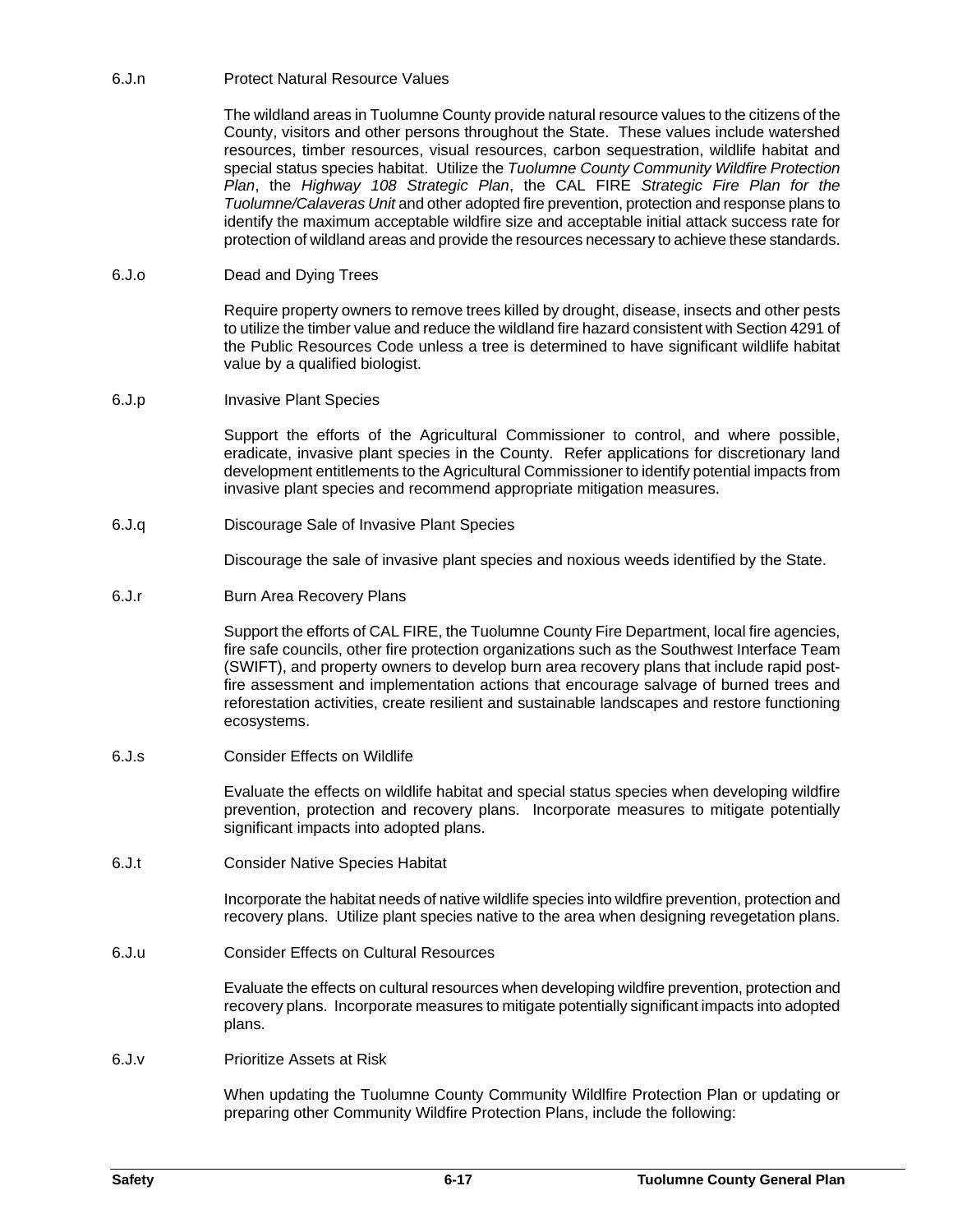6.J.n Protect Natural Resource Values

The wildland areas in Tuolumne County provide natural resource values to the citizens of the County, visitors and other persons throughout the State. These values include watershed resources, timber resources, visual resources, carbon sequestration, wildlife habitat and special status species habitat. Utilize the *Tuolumne County Community Wildfire Protection Plan*, the *Highway 108 Strategic Plan*, the CAL FIRE *Strategic Fire Plan for the Tuolumne/Calaveras Unit* and other adopted fire prevention, protection and response plans to identify the maximum acceptable wildfire size and acceptable initial attack success rate for protection of wildland areas and provide the resources necessary to achieve these standards.

6.J.o Dead and Dying Trees

Require property owners to remove trees killed by drought, disease, insects and other pests to utilize the timber value and reduce the wildland fire hazard consistent with Section 4291 of the Public Resources Code unless a tree is determined to have significant wildlife habitat value by a qualified biologist.

6.J.p Invasive Plant Species

Support the efforts of the Agricultural Commissioner to control, and where possible, eradicate, invasive plant species in the County. Refer applications for discretionary land development entitlements to the Agricultural Commissioner to identify potential impacts from invasive plant species and recommend appropriate mitigation measures.

6.J.q Discourage Sale of Invasive Plant Species

Discourage the sale of invasive plant species and noxious weeds identified by the State.

6.J.r Burn Area Recovery Plans

Support the efforts of CAL FIRE, the Tuolumne County Fire Department, local fire agencies, fire safe councils, other fire protection organizations such as the Southwest Interface Team (SWIFT), and property owners to develop burn area recovery plans that include rapid post-fire assessment and implementation actions that encourage salvage of burned trees and reforestation activities, create resilient and sustainable landscapes and restore functioning ecosystems.

6.J.s Consider Effects on Wildlife

Evaluate the effects on wildlife habitat and special status species when developing wildfire prevention, protection and recovery plans. Incorporate measures to mitigate potentially significant impacts into adopted plans.

6.J.t Consider Native Species Habitat

Incorporate the habitat needs of native wildlife species into wildfire prevention, protection and recovery plans. Utilize plant species native to the area when designing revegetation plans.

6.J.u Consider Effects on Cultural Resources

Evaluate the effects on cultural resources when developing wildfire prevention, protection and recovery plans. Incorporate measures to mitigate potentially significant impacts into adopted plans.

6.J.v Prioritize Assets at Risk

When updating the Tuolumne County Community Wildlfire Protection Plan or updating or preparing other Community Wildfire Protection Plans, include the following: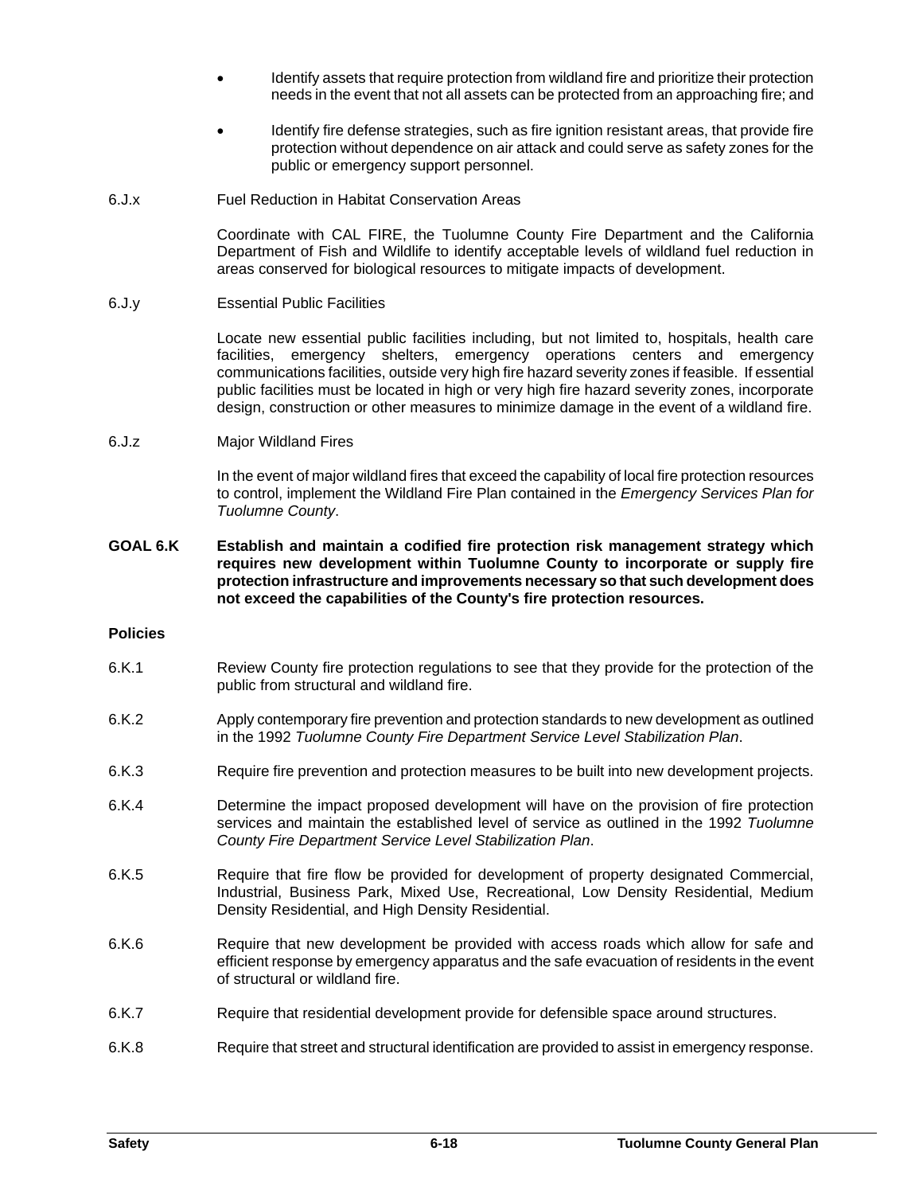- Identify assets that require protection from wildland fire and prioritize their protection needs in the event that not all assets can be protected from an approaching fire; and

- Identify fire defense strategies, such as fire ignition resistant areas, that provide fire protection without dependence on air attack and could serve as safety zones for the public or emergency support personnel.

6.J.x Fuel Reduction in Habitat Conservation Areas

Coordinate with CAL FIRE, the Tuolumne County Fire Department and the California Department of Fish and Wildlife to identify acceptable levels of wildland fuel reduction in areas conserved for biological resources to mitigate impacts of development.

6.J.y Essential Public Facilities

Locate new essential public facilities including, but not limited to, hospitals, health care facilities, emergency shelters, emergency operations centers and emergency communications facilities, outside very high fire hazard severity zones if feasible. If essential public facilities must be located in high or very high fire hazard severity zones, incorporate design, construction or other measures to minimize damage in the event of a wildland fire.

6.J.z Major Wildland Fires

In the event of major wildland fires that exceed the capability of local fire protection resources to control, implement the Wildland Fire Plan contained in the *Emergency Services Plan for Tuolumne County*.

**GOAL 6.K Establish and maintain a codified fire protection risk management strategy which requires new development within Tuolumne County to incorporate or supply fire protection infrastructure and improvements necessary so that such development does not exceed the capabilities of the County's fire protection resources.**

**Policies**

6.K.1 Review County fire protection regulations to see that they provide for the protection of the public from structural and wildland fire.

6.K.2 Apply contemporary fire prevention and protection standards to new development as outlined in the 1992 *Tuolumne County Fire Department Service Level Stabilization Plan*.

6.K.3 Require fire prevention and protection measures to be built into new development projects.

6.K.4 Determine the impact proposed development will have on the provision of fire protection services and maintain the established level of service as outlined in the 1992 *Tuolumne County Fire Department Service Level Stabilization Plan*.

6.K.5 Require that fire flow be provided for development of property designated Commercial, Industrial, Business Park, Mixed Use, Recreational, Low Density Residential, Medium Density Residential, and High Density Residential.

6.K.6 Require that new development be provided with access roads which allow for safe and efficient response by emergency apparatus and the safe evacuation of residents in the event of structural or wildland fire.

6.K.7 Require that residential development provide for defensible space around structures.

6.K.8 Require that street and structural identification are provided to assist in emergency response.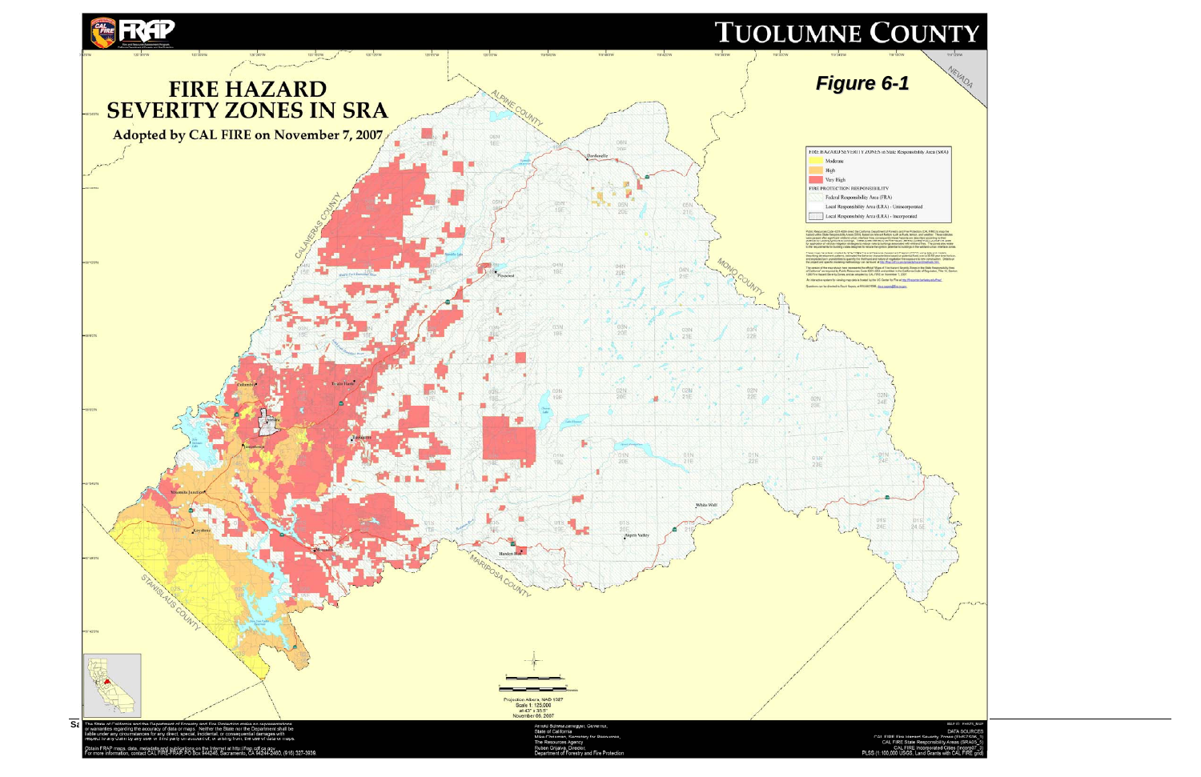# TUOLUMNE COUNTY

***Figure 6-1***

## FIRE HAZARD SEVERITY ZONES IN SRA

**Adopted by CAL FIRE on November 7, 2007**

FIRE HAZARD SEVERITY ZONES in State Responsibility Area (SRA)

- Moderate
- High
- Very High

FIRE PROTECTION RESPONSIBILITY

- Federal Responsibility Area (FRA)
- Local Responsibility Area (LRA) - Unincorporated
- Local Responsibility Area (LRA) - Incorporated

Projection Albers, NAD 1927
Scale 1: 125,000
at 43" x 35.5"
November 06, 2007

The State of California and the Department of Forestry and Fire Protection make no representations or warranties regarding the accuracy of data or maps. Neither the State nor the Department shall be liable under any circumstances for any direct, special, incidental, or consequential damages with respect to any claim by any user or third party on account of, or arising from, the use of data or maps.

Obtain FRAP maps, data, metadata and publications on the Internet at http://frap.cdf.ca.gov
For more information, contact CAL FIRE-FRAP, PO Box 944246, Sacramento, CA 94244-2460, (916) 327-3939.

Arnold Schwarzenegger, Governor,
State of California
Mike Chrisman, Secretary for Resources,
The Resources Agency
Ruben Grijalva, Director,
Department of Forestry and Fire Protection

DATA SOURCES
CAL FIRE Fire Hazard Severity Zones (FHSZ06_1)
CAL FIRE State Responsibility Areas (SRA05_5)
CAL FIRE Incorporated Cities (Incorp07_3)
PLSS (1:100,000 USGS, Land Grants with CAL FIRE grid)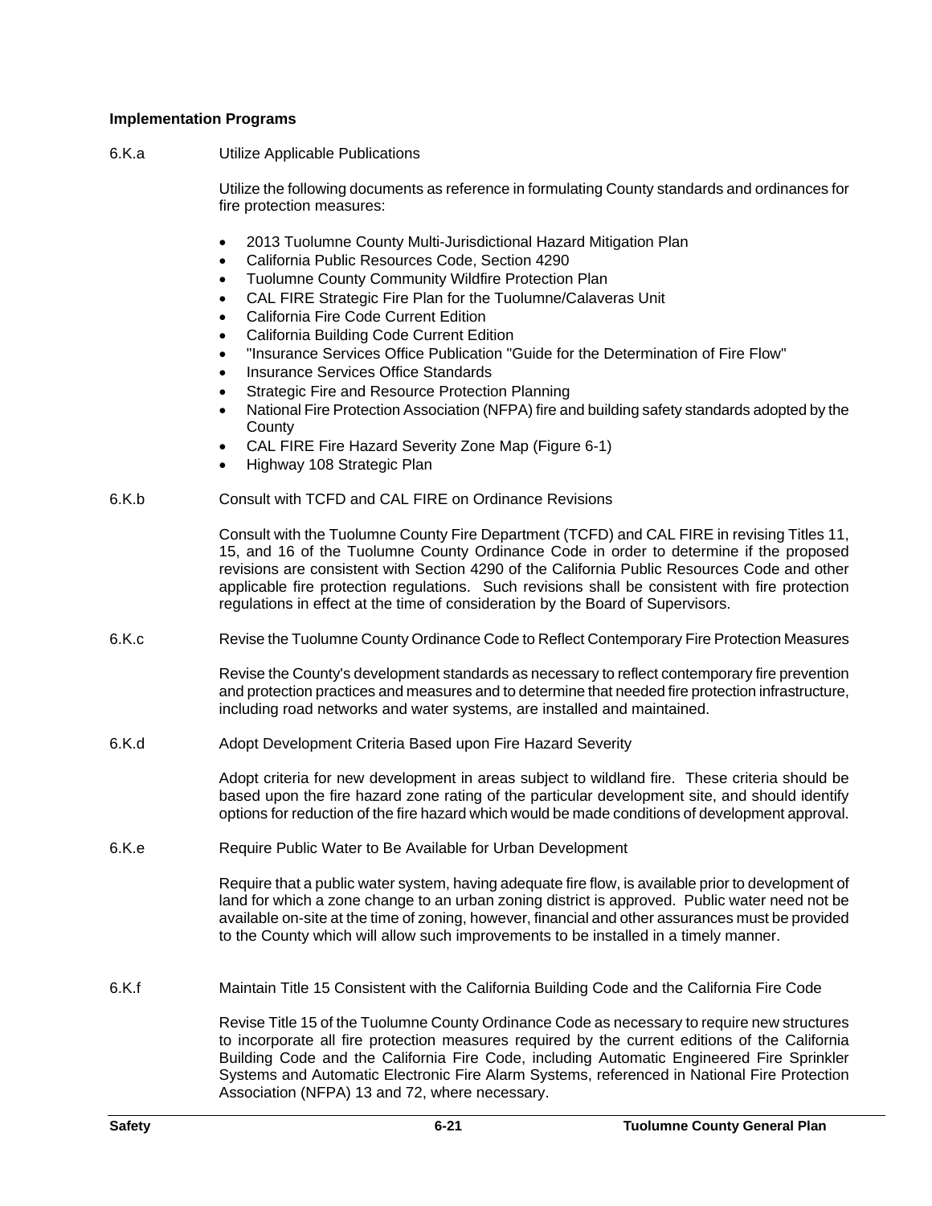**Implementation Programs**

6.K.a Utilize Applicable Publications

Utilize the following documents as reference in formulating County standards and ordinances for fire protection measures:

- 2013 Tuolumne County Multi-Jurisdictional Hazard Mitigation Plan
- California Public Resources Code, Section 4290
- Tuolumne County Community Wildfire Protection Plan
- CAL FIRE Strategic Fire Plan for the Tuolumne/Calaveras Unit
- California Fire Code Current Edition
- California Building Code Current Edition
- "Insurance Services Office Publication "Guide for the Determination of Fire Flow"
- Insurance Services Office Standards
- Strategic Fire and Resource Protection Planning
- National Fire Protection Association (NFPA) fire and building safety standards adopted by the County
- CAL FIRE Fire Hazard Severity Zone Map (Figure 6-1)
- Highway 108 Strategic Plan

6.K.b Consult with TCFD and CAL FIRE on Ordinance Revisions

Consult with the Tuolumne County Fire Department (TCFD) and CAL FIRE in revising Titles 11, 15, and 16 of the Tuolumne County Ordinance Code in order to determine if the proposed revisions are consistent with Section 4290 of the California Public Resources Code and other applicable fire protection regulations. Such revisions shall be consistent with fire protection regulations in effect at the time of consideration by the Board of Supervisors.

6.K.c Revise the Tuolumne County Ordinance Code to Reflect Contemporary Fire Protection Measures

Revise the County's development standards as necessary to reflect contemporary fire prevention and protection practices and measures and to determine that needed fire protection infrastructure, including road networks and water systems, are installed and maintained.

6.K.d Adopt Development Criteria Based upon Fire Hazard Severity

Adopt criteria for new development in areas subject to wildland fire. These criteria should be based upon the fire hazard zone rating of the particular development site, and should identify options for reduction of the fire hazard which would be made conditions of development approval.

6.K.e Require Public Water to Be Available for Urban Development

Require that a public water system, having adequate fire flow, is available prior to development of land for which a zone change to an urban zoning district is approved. Public water need not be available on-site at the time of zoning, however, financial and other assurances must be provided to the County which will allow such improvements to be installed in a timely manner.

6.K.f Maintain Title 15 Consistent with the California Building Code and the California Fire Code

Revise Title 15 of the Tuolumne County Ordinance Code as necessary to require new structures to incorporate all fire protection measures required by the current editions of the California Building Code and the California Fire Code, including Automatic Engineered Fire Sprinkler Systems and Automatic Electronic Fire Alarm Systems, referenced in National Fire Protection Association (NFPA) 13 and 72, where necessary.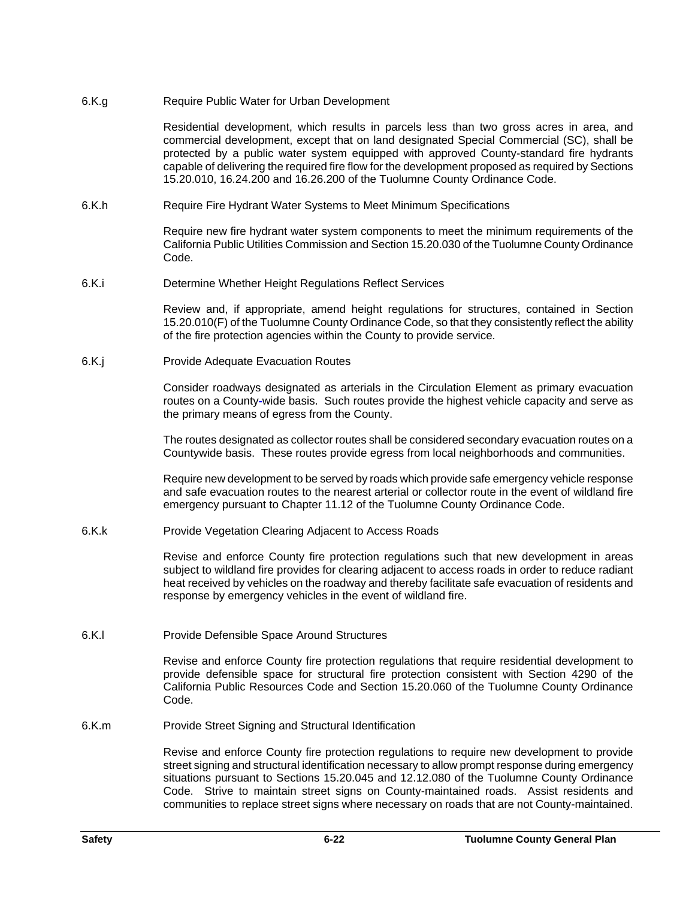### 6.K.g Require Public Water for Urban Development

Residential development, which results in parcels less than two gross acres in area, and commercial development, except that on land designated Special Commercial (SC), shall be protected by a public water system equipped with approved County-standard fire hydrants capable of delivering the required fire flow for the development proposed as required by Sections 15.20.010, 16.24.200 and 16.26.200 of the Tuolumne County Ordinance Code.

### 6.K.h Require Fire Hydrant Water Systems to Meet Minimum Specifications

Require new fire hydrant water system components to meet the minimum requirements of the California Public Utilities Commission and Section 15.20.030 of the Tuolumne County Ordinance Code.

### 6.K.i Determine Whether Height Regulations Reflect Services

Review and, if appropriate, amend height regulations for structures, contained in Section 15.20.010(F) of the Tuolumne County Ordinance Code, so that they consistently reflect the ability of the fire protection agencies within the County to provide service.

### 6.K.j Provide Adequate Evacuation Routes

Consider roadways designated as arterials in the Circulation Element as primary evacuation routes on a County-wide basis. Such routes provide the highest vehicle capacity and serve as the primary means of egress from the County.

The routes designated as collector routes shall be considered secondary evacuation routes on a Countywide basis. These routes provide egress from local neighborhoods and communities.

Require new development to be served by roads which provide safe emergency vehicle response and safe evacuation routes to the nearest arterial or collector route in the event of wildland fire emergency pursuant to Chapter 11.12 of the Tuolumne County Ordinance Code.

### 6.K.k Provide Vegetation Clearing Adjacent to Access Roads

Revise and enforce County fire protection regulations such that new development in areas subject to wildland fire provides for clearing adjacent to access roads in order to reduce radiant heat received by vehicles on the roadway and thereby facilitate safe evacuation of residents and response by emergency vehicles in the event of wildland fire.

### 6.K.l Provide Defensible Space Around Structures

Revise and enforce County fire protection regulations that require residential development to provide defensible space for structural fire protection consistent with Section 4290 of the California Public Resources Code and Section 15.20.060 of the Tuolumne County Ordinance Code.

### 6.K.m Provide Street Signing and Structural Identification

Revise and enforce County fire protection regulations to require new development to provide street signing and structural identification necessary to allow prompt response during emergency situations pursuant to Sections 15.20.045 and 12.12.080 of the Tuolumne County Ordinance Code. Strive to maintain street signs on County-maintained roads. Assist residents and communities to replace street signs where necessary on roads that are not County-maintained.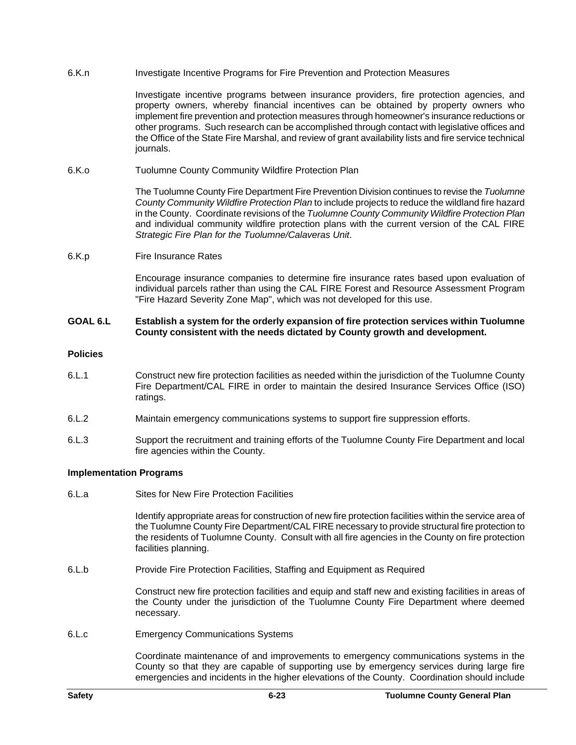6.K.n Investigate Incentive Programs for Fire Prevention and Protection Measures

Investigate incentive programs between insurance providers, fire protection agencies, and property owners, whereby financial incentives can be obtained by property owners who implement fire prevention and protection measures through homeowner's insurance reductions or other programs. Such research can be accomplished through contact with legislative offices and the Office of the State Fire Marshal, and review of grant availability lists and fire service technical journals.

6.K.o Tuolumne County Community Wildfire Protection Plan

The Tuolumne County Fire Department Fire Prevention Division continues to revise the *Tuolumne County Community Wildfire Protection Plan* to include projects to reduce the wildland fire hazard in the County. Coordinate revisions of the *Tuolumne County Community Wildfire Protection Plan* and individual community wildfire protection plans with the current version of the CAL FIRE *Strategic Fire Plan for the Tuolumne/Calaveras Unit*.

6.K.p Fire Insurance Rates

Encourage insurance companies to determine fire insurance rates based upon evaluation of individual parcels rather than using the CAL FIRE Forest and Resource Assessment Program "Fire Hazard Severity Zone Map", which was not developed for this use.

**GOAL 6.L Establish a system for the orderly expansion of fire protection services within Tuolumne County consistent with the needs dictated by County growth and development.**

**Policies**

6.L.1 Construct new fire protection facilities as needed within the jurisdiction of the Tuolumne County Fire Department/CAL FIRE in order to maintain the desired Insurance Services Office (ISO) ratings.

6.L.2 Maintain emergency communications systems to support fire suppression efforts.

6.L.3 Support the recruitment and training efforts of the Tuolumne County Fire Department and local fire agencies within the County.

**Implementation Programs**

6.L.a Sites for New Fire Protection Facilities

Identify appropriate areas for construction of new fire protection facilities within the service area of the Tuolumne County Fire Department/CAL FIRE necessary to provide structural fire protection to the residents of Tuolumne County. Consult with all fire agencies in the County on fire protection facilities planning.

6.L.b Provide Fire Protection Facilities, Staffing and Equipment as Required

Construct new fire protection facilities and equip and staff new and existing facilities in areas of the County under the jurisdiction of the Tuolumne County Fire Department where deemed necessary.

6.L.c Emergency Communications Systems

Coordinate maintenance of and improvements to emergency communications systems in the County so that they are capable of supporting use by emergency services during large fire emergencies and incidents in the higher elevations of the County. Coordination should include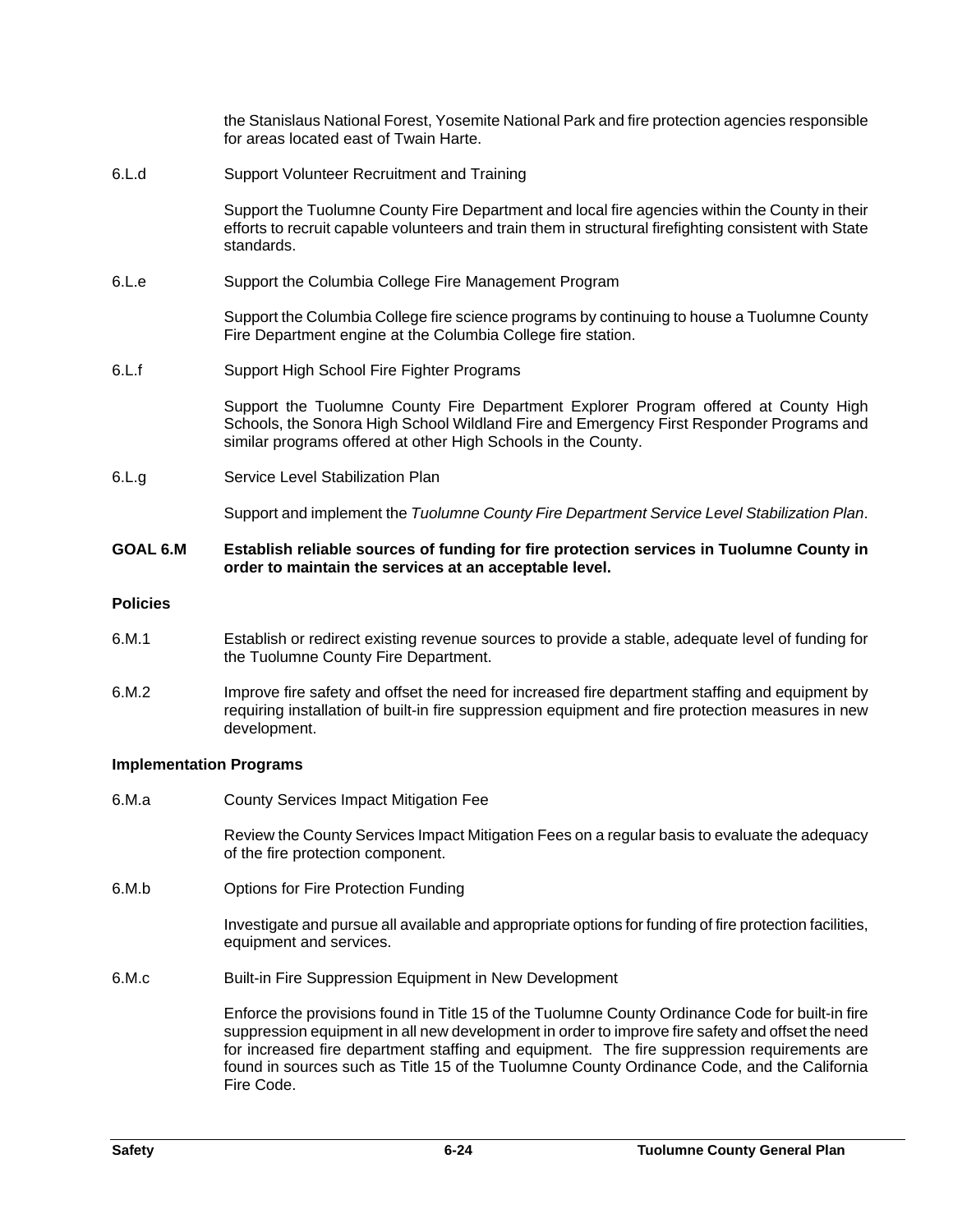the Stanislaus National Forest, Yosemite National Park and fire protection agencies responsible for areas located east of Twain Harte.

6.L.d Support Volunteer Recruitment and Training

Support the Tuolumne County Fire Department and local fire agencies within the County in their efforts to recruit capable volunteers and train them in structural firefighting consistent with State standards.

6.L.e Support the Columbia College Fire Management Program

Support the Columbia College fire science programs by continuing to house a Tuolumne County Fire Department engine at the Columbia College fire station.

6.L.f Support High School Fire Fighter Programs

Support the Tuolumne County Fire Department Explorer Program offered at County High Schools, the Sonora High School Wildland Fire and Emergency First Responder Programs and similar programs offered at other High Schools in the County.

6.L.g Service Level Stabilization Plan

Support and implement the *Tuolumne County Fire Department Service Level Stabilization Plan*.

**GOAL 6.M Establish reliable sources of funding for fire protection services in Tuolumne County in order to maintain the services at an acceptable level.**

**Policies**

6.M.1 Establish or redirect existing revenue sources to provide a stable, adequate level of funding for the Tuolumne County Fire Department.

6.M.2 Improve fire safety and offset the need for increased fire department staffing and equipment by requiring installation of built-in fire suppression equipment and fire protection measures in new development.

**Implementation Programs**

6.M.a County Services Impact Mitigation Fee

Review the County Services Impact Mitigation Fees on a regular basis to evaluate the adequacy of the fire protection component.

6.M.b Options for Fire Protection Funding

Investigate and pursue all available and appropriate options for funding of fire protection facilities, equipment and services.

6.M.c Built-in Fire Suppression Equipment in New Development

Enforce the provisions found in Title 15 of the Tuolumne County Ordinance Code for built-in fire suppression equipment in all new development in order to improve fire safety and offset the need for increased fire department staffing and equipment. The fire suppression requirements are found in sources such as Title 15 of the Tuolumne County Ordinance Code, and the California Fire Code.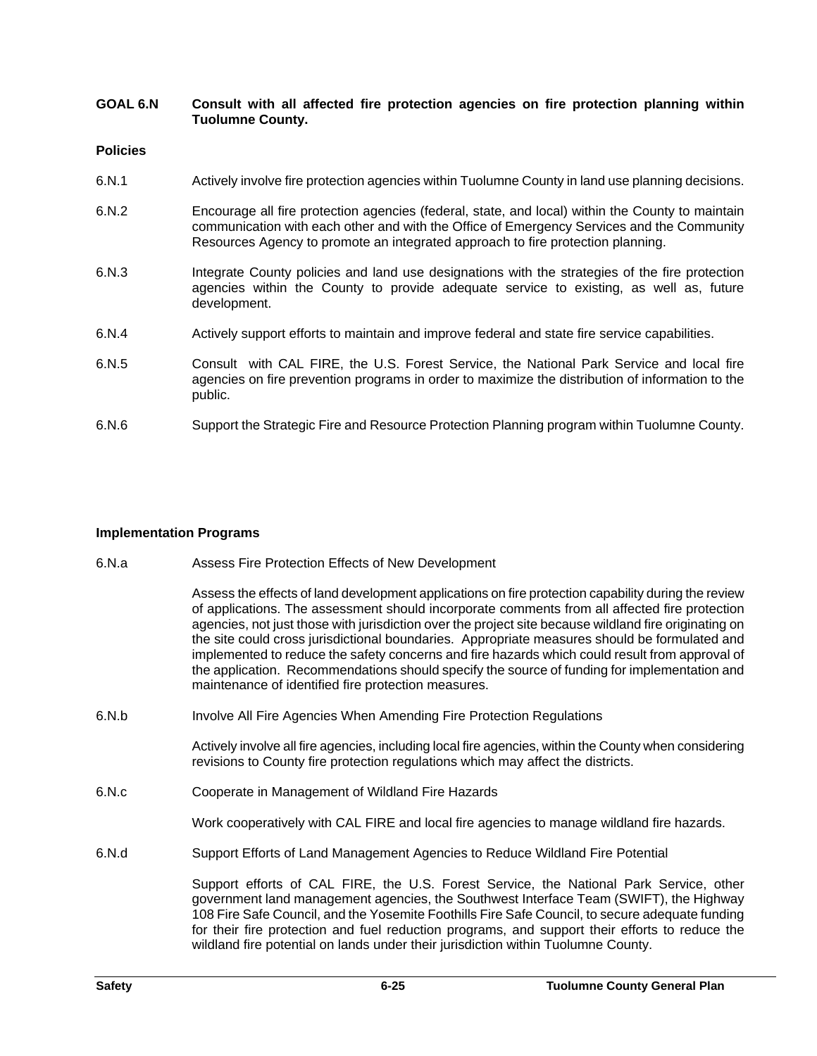**GOAL 6.N Consult with all affected fire protection agencies on fire protection planning within Tuolumne County.**

**Policies**

6.N.1 Actively involve fire protection agencies within Tuolumne County in land use planning decisions.

6.N.2 Encourage all fire protection agencies (federal, state, and local) within the County to maintain communication with each other and with the Office of Emergency Services and the Community Resources Agency to promote an integrated approach to fire protection planning.

6.N.3 Integrate County policies and land use designations with the strategies of the fire protection agencies within the County to provide adequate service to existing, as well as, future development.

6.N.4 Actively support efforts to maintain and improve federal and state fire service capabilities.

6.N.5 Consult with CAL FIRE, the U.S. Forest Service, the National Park Service and local fire agencies on fire prevention programs in order to maximize the distribution of information to the public.

6.N.6 Support the Strategic Fire and Resource Protection Planning program within Tuolumne County.

**Implementation Programs**

6.N.a Assess Fire Protection Effects of New Development

Assess the effects of land development applications on fire protection capability during the review of applications. The assessment should incorporate comments from all affected fire protection agencies, not just those with jurisdiction over the project site because wildland fire originating on the site could cross jurisdictional boundaries. Appropriate measures should be formulated and implemented to reduce the safety concerns and fire hazards which could result from approval of the application. Recommendations should specify the source of funding for implementation and maintenance of identified fire protection measures.

6.N.b Involve All Fire Agencies When Amending Fire Protection Regulations

Actively involve all fire agencies, including local fire agencies, within the County when considering revisions to County fire protection regulations which may affect the districts.

6.N.c Cooperate in Management of Wildland Fire Hazards

Work cooperatively with CAL FIRE and local fire agencies to manage wildland fire hazards.

6.N.d Support Efforts of Land Management Agencies to Reduce Wildland Fire Potential

Support efforts of CAL FIRE, the U.S. Forest Service, the National Park Service, other government land management agencies, the Southwest Interface Team (SWIFT), the Highway 108 Fire Safe Council, and the Yosemite Foothills Fire Safe Council, to secure adequate funding for their fire protection and fuel reduction programs, and support their efforts to reduce the wildland fire potential on lands under their jurisdiction within Tuolumne County.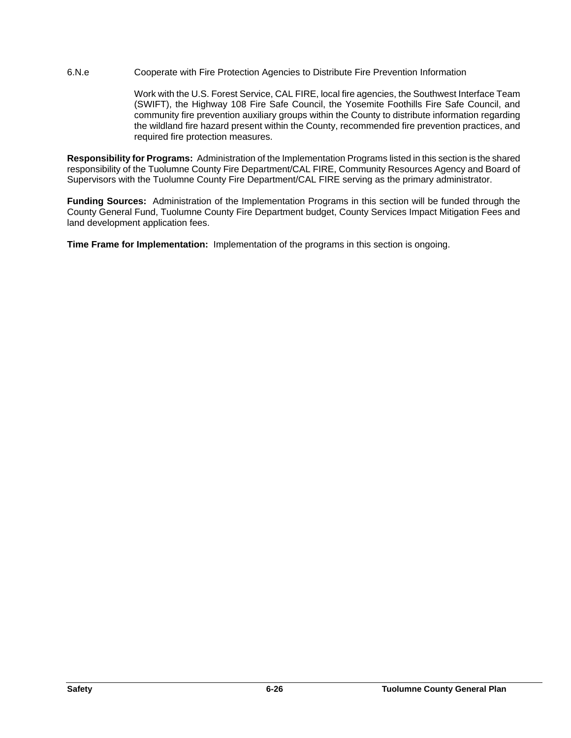6.N.e Cooperate with Fire Protection Agencies to Distribute Fire Prevention Information

Work with the U.S. Forest Service, CAL FIRE, local fire agencies, the Southwest Interface Team (SWIFT), the Highway 108 Fire Safe Council, the Yosemite Foothills Fire Safe Council, and community fire prevention auxiliary groups within the County to distribute information regarding the wildland fire hazard present within the County, recommended fire prevention practices, and required fire protection measures.

**Responsibility for Programs:** Administration of the Implementation Programs listed in this section is the shared responsibility of the Tuolumne County Fire Department/CAL FIRE, Community Resources Agency and Board of Supervisors with the Tuolumne County Fire Department/CAL FIRE serving as the primary administrator.

**Funding Sources:** Administration of the Implementation Programs in this section will be funded through the County General Fund, Tuolumne County Fire Department budget, County Services Impact Mitigation Fees and land development application fees.

**Time Frame for Implementation:** Implementation of the programs in this section is ongoing.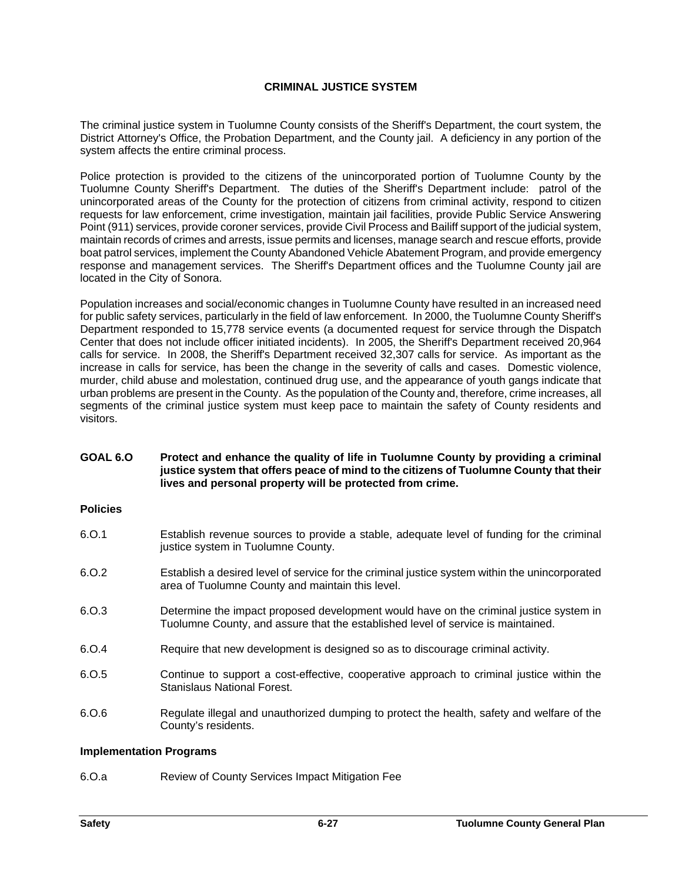## CRIMINAL JUSTICE SYSTEM

The criminal justice system in Tuolumne County consists of the Sheriff's Department, the court system, the District Attorney's Office, the Probation Department, and the County jail. A deficiency in any portion of the system affects the entire criminal process.

Police protection is provided to the citizens of the unincorporated portion of Tuolumne County by the Tuolumne County Sheriff's Department. The duties of the Sheriff's Department include: patrol of the unincorporated areas of the County for the protection of citizens from criminal activity, respond to citizen requests for law enforcement, crime investigation, maintain jail facilities, provide Public Service Answering Point (911) services, provide coroner services, provide Civil Process and Bailiff support of the judicial system, maintain records of crimes and arrests, issue permits and licenses, manage search and rescue efforts, provide boat patrol services, implement the County Abandoned Vehicle Abatement Program, and provide emergency response and management services. The Sheriff's Department offices and the Tuolumne County jail are located in the City of Sonora.

Population increases and social/economic changes in Tuolumne County have resulted in an increased need for public safety services, particularly in the field of law enforcement. In 2000, the Tuolumne County Sheriff's Department responded to 15,778 service events (a documented request for service through the Dispatch Center that does not include officer initiated incidents). In 2005, the Sheriff's Department received 20,964 calls for service. In 2008, the Sheriff's Department received 32,307 calls for service. As important as the increase in calls for service, has been the change in the severity of calls and cases. Domestic violence, murder, child abuse and molestation, continued drug use, and the appearance of youth gangs indicate that urban problems are present in the County. As the population of the County and, therefore, crime increases, all segments of the criminal justice system must keep pace to maintain the safety of County residents and visitors.

**GOAL 6.O** **Protect and enhance the quality of life in Tuolumne County by providing a criminal justice system that offers peace of mind to the citizens of Tuolumne County that their lives and personal property will be protected from crime.**

### Policies

6.O.1 Establish revenue sources to provide a stable, adequate level of funding for the criminal justice system in Tuolumne County.

6.O.2 Establish a desired level of service for the criminal justice system within the unincorporated area of Tuolumne County and maintain this level.

6.O.3 Determine the impact proposed development would have on the criminal justice system in Tuolumne County, and assure that the established level of service is maintained.

6.O.4 Require that new development is designed so as to discourage criminal activity.

6.O.5 Continue to support a cost-effective, cooperative approach to criminal justice within the Stanislaus National Forest.

6.O.6 Regulate illegal and unauthorized dumping to protect the health, safety and welfare of the County's residents.

### Implementation Programs

6.O.a Review of County Services Impact Mitigation Fee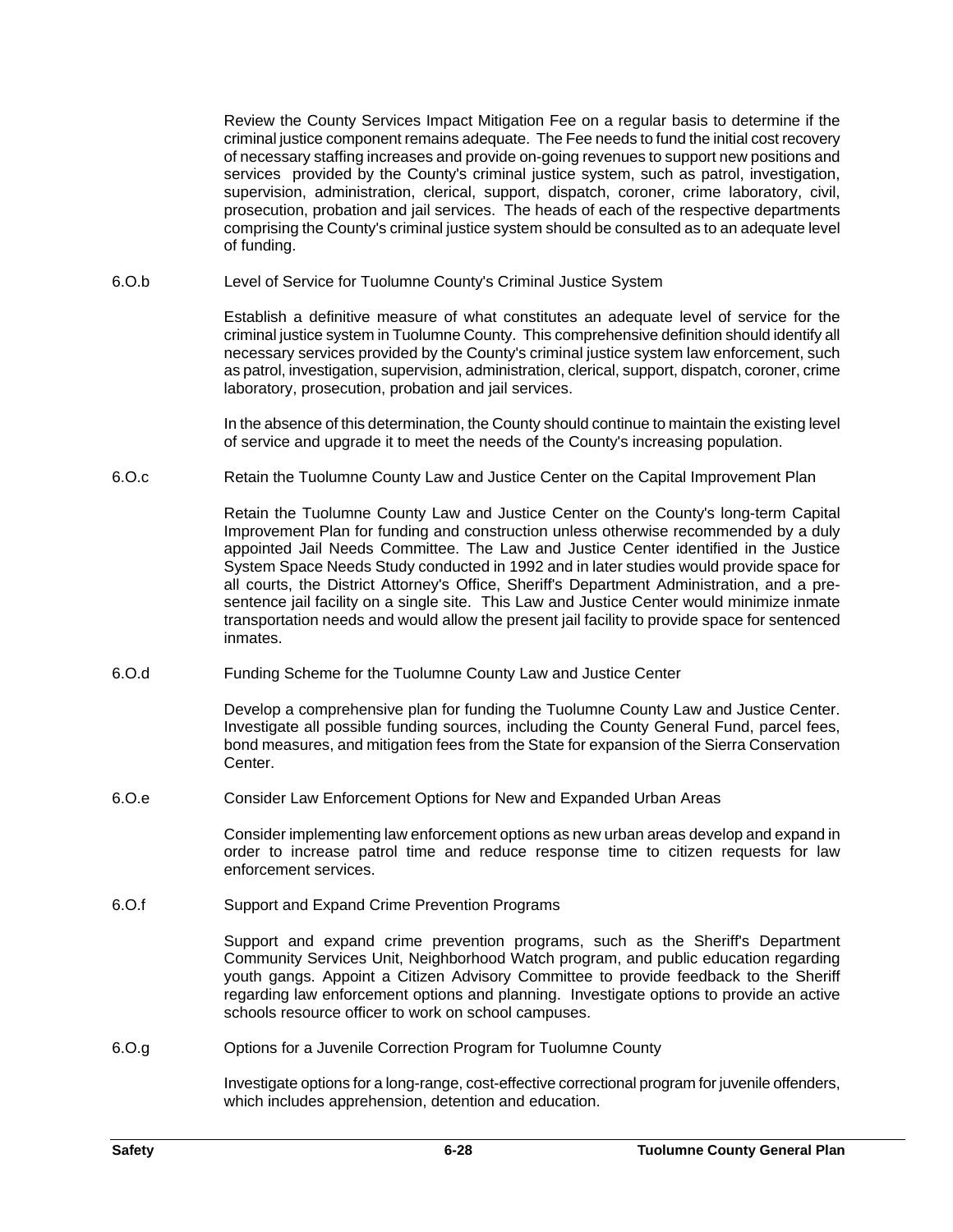Review the County Services Impact Mitigation Fee on a regular basis to determine if the criminal justice component remains adequate. The Fee needs to fund the initial cost recovery of necessary staffing increases and provide on-going revenues to support new positions and services provided by the County's criminal justice system, such as patrol, investigation, supervision, administration, clerical, support, dispatch, coroner, crime laboratory, civil, prosecution, probation and jail services. The heads of each of the respective departments comprising the County's criminal justice system should be consulted as to an adequate level of funding.

6.O.b Level of Service for Tuolumne County's Criminal Justice System

Establish a definitive measure of what constitutes an adequate level of service for the criminal justice system in Tuolumne County. This comprehensive definition should identify all necessary services provided by the County's criminal justice system law enforcement, such as patrol, investigation, supervision, administration, clerical, support, dispatch, coroner, crime laboratory, prosecution, probation and jail services.

In the absence of this determination, the County should continue to maintain the existing level of service and upgrade it to meet the needs of the County's increasing population.

6.O.c Retain the Tuolumne County Law and Justice Center on the Capital Improvement Plan

Retain the Tuolumne County Law and Justice Center on the County's long-term Capital Improvement Plan for funding and construction unless otherwise recommended by a duly appointed Jail Needs Committee. The Law and Justice Center identified in the Justice System Space Needs Study conducted in 1992 and in later studies would provide space for all courts, the District Attorney's Office, Sheriff's Department Administration, and a pre-sentence jail facility on a single site. This Law and Justice Center would minimize inmate transportation needs and would allow the present jail facility to provide space for sentenced inmates.

6.O.d Funding Scheme for the Tuolumne County Law and Justice Center

Develop a comprehensive plan for funding the Tuolumne County Law and Justice Center. Investigate all possible funding sources, including the County General Fund, parcel fees, bond measures, and mitigation fees from the State for expansion of the Sierra Conservation Center.

6.O.e Consider Law Enforcement Options for New and Expanded Urban Areas

Consider implementing law enforcement options as new urban areas develop and expand in order to increase patrol time and reduce response time to citizen requests for law enforcement services.

6.O.f Support and Expand Crime Prevention Programs

Support and expand crime prevention programs, such as the Sheriff's Department Community Services Unit, Neighborhood Watch program, and public education regarding youth gangs. Appoint a Citizen Advisory Committee to provide feedback to the Sheriff regarding law enforcement options and planning. Investigate options to provide an active schools resource officer to work on school campuses.

6.O.g Options for a Juvenile Correction Program for Tuolumne County

Investigate options for a long-range, cost-effective correctional program for juvenile offenders, which includes apprehension, detention and education.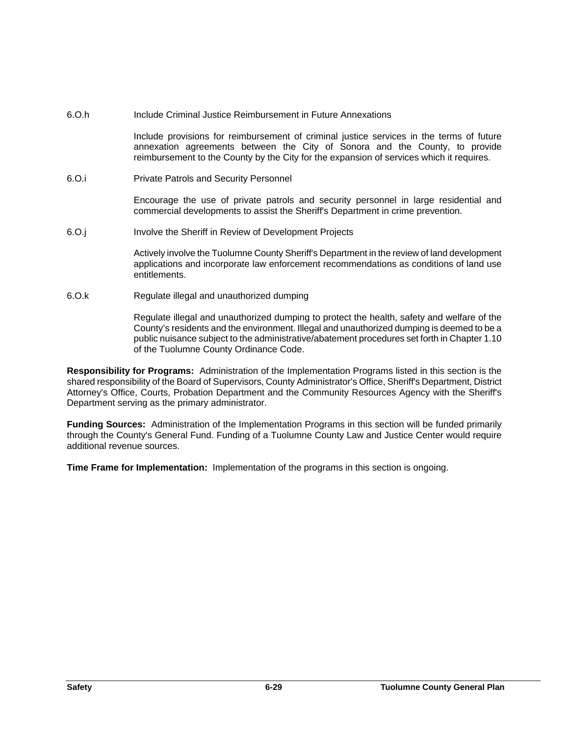6.O.h Include Criminal Justice Reimbursement in Future Annexations

Include provisions for reimbursement of criminal justice services in the terms of future annexation agreements between the City of Sonora and the County, to provide reimbursement to the County by the City for the expansion of services which it requires.

6.O.i Private Patrols and Security Personnel

Encourage the use of private patrols and security personnel in large residential and commercial developments to assist the Sheriff's Department in crime prevention.

6.O.j Involve the Sheriff in Review of Development Projects

Actively involve the Tuolumne County Sheriff's Department in the review of land development applications and incorporate law enforcement recommendations as conditions of land use entitlements.

6.O.k Regulate illegal and unauthorized dumping

Regulate illegal and unauthorized dumping to protect the health, safety and welfare of the County's residents and the environment. Illegal and unauthorized dumping is deemed to be a public nuisance subject to the administrative/abatement procedures set forth in Chapter 1.10 of the Tuolumne County Ordinance Code.

**Responsibility for Programs:** Administration of the Implementation Programs listed in this section is the shared responsibility of the Board of Supervisors, County Administrator's Office, Sheriff's Department, District Attorney's Office, Courts, Probation Department and the Community Resources Agency with the Sheriff's Department serving as the primary administrator.

**Funding Sources:** Administration of the Implementation Programs in this section will be funded primarily through the County's General Fund. Funding of a Tuolumne County Law and Justice Center would require additional revenue sources.

**Time Frame for Implementation:** Implementation of the programs in this section is ongoing.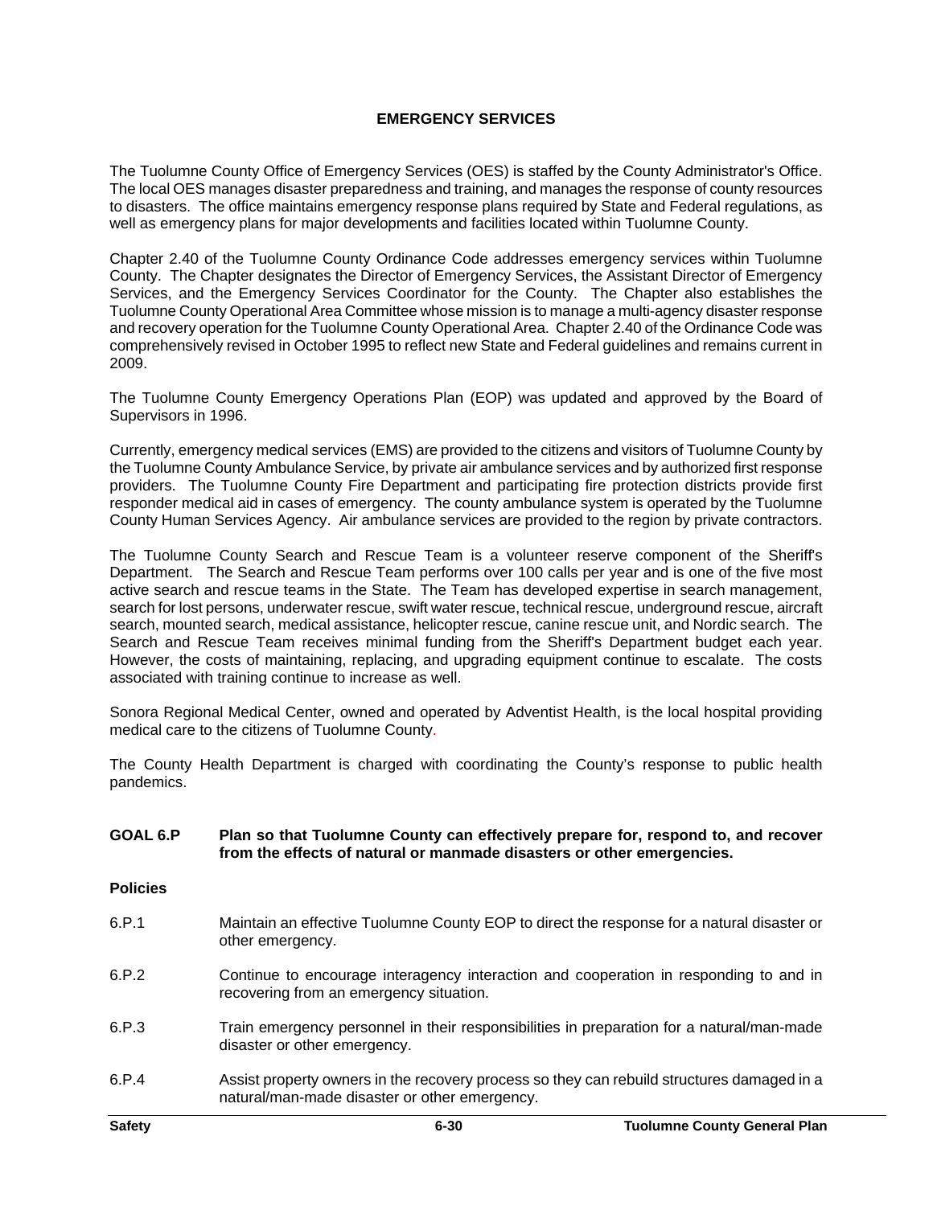## EMERGENCY SERVICES

The Tuolumne County Office of Emergency Services (OES) is staffed by the County Administrator's Office. The local OES manages disaster preparedness and training, and manages the response of county resources to disasters. The office maintains emergency response plans required by State and Federal regulations, as well as emergency plans for major developments and facilities located within Tuolumne County.

Chapter 2.40 of the Tuolumne County Ordinance Code addresses emergency services within Tuolumne County. The Chapter designates the Director of Emergency Services, the Assistant Director of Emergency Services, and the Emergency Services Coordinator for the County. The Chapter also establishes the Tuolumne County Operational Area Committee whose mission is to manage a multi-agency disaster response and recovery operation for the Tuolumne County Operational Area. Chapter 2.40 of the Ordinance Code was comprehensively revised in October 1995 to reflect new State and Federal guidelines and remains current in 2009.

The Tuolumne County Emergency Operations Plan (EOP) was updated and approved by the Board of Supervisors in 1996.

Currently, emergency medical services (EMS) are provided to the citizens and visitors of Tuolumne County by the Tuolumne County Ambulance Service, by private air ambulance services and by authorized first response providers. The Tuolumne County Fire Department and participating fire protection districts provide first responder medical aid in cases of emergency. The county ambulance system is operated by the Tuolumne County Human Services Agency. Air ambulance services are provided to the region by private contractors.

The Tuolumne County Search and Rescue Team is a volunteer reserve component of the Sheriff's Department. The Search and Rescue Team performs over 100 calls per year and is one of the five most active search and rescue teams in the State. The Team has developed expertise in search management, search for lost persons, underwater rescue, swift water rescue, technical rescue, underground rescue, aircraft search, mounted search, medical assistance, helicopter rescue, canine rescue unit, and Nordic search. The Search and Rescue Team receives minimal funding from the Sheriff's Department budget each year. However, the costs of maintaining, replacing, and upgrading equipment continue to escalate. The costs associated with training continue to increase as well.

Sonora Regional Medical Center, owned and operated by Adventist Health, is the local hospital providing medical care to the citizens of Tuolumne County.

The County Health Department is charged with coordinating the County's response to public health pandemics.

**GOAL 6.P** **Plan so that Tuolumne County can effectively prepare for, respond to, and recover from the effects of natural or manmade disasters or other emergencies.**

**Policies**

6.P.1 Maintain an effective Tuolumne County EOP to direct the response for a natural disaster or other emergency.

6.P.2 Continue to encourage interagency interaction and cooperation in responding to and in recovering from an emergency situation.

6.P.3 Train emergency personnel in their responsibilities in preparation for a natural/man-made disaster or other emergency.

6.P.4 Assist property owners in the recovery process so they can rebuild structures damaged in a natural/man-made disaster or other emergency.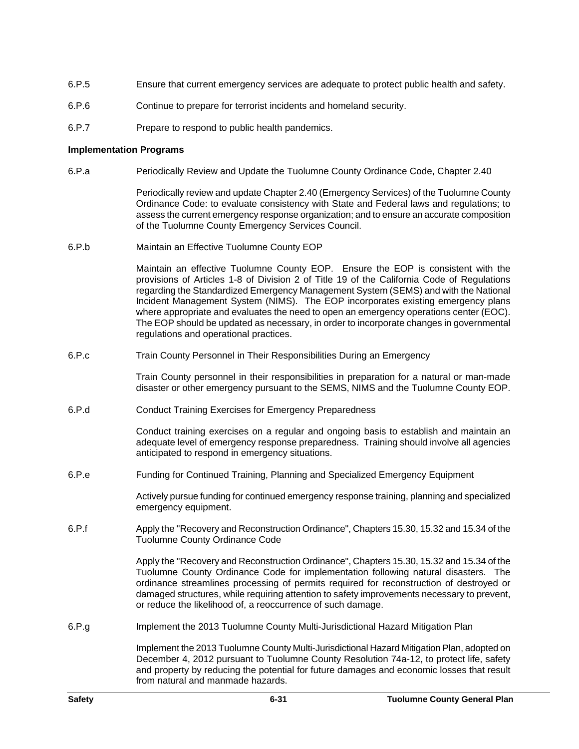6.P.5 Ensure that current emergency services are adequate to protect public health and safety.

6.P.6 Continue to prepare for terrorist incidents and homeland security.

6.P.7 Prepare to respond to public health pandemics.

**Implementation Programs**

6.P.a Periodically Review and Update the Tuolumne County Ordinance Code, Chapter 2.40

Periodically review and update Chapter 2.40 (Emergency Services) of the Tuolumne County Ordinance Code: to evaluate consistency with State and Federal laws and regulations; to assess the current emergency response organization; and to ensure an accurate composition of the Tuolumne County Emergency Services Council.

6.P.b Maintain an Effective Tuolumne County EOP

Maintain an effective Tuolumne County EOP. Ensure the EOP is consistent with the provisions of Articles 1-8 of Division 2 of Title 19 of the California Code of Regulations regarding the Standardized Emergency Management System (SEMS) and with the National Incident Management System (NIMS). The EOP incorporates existing emergency plans where appropriate and evaluates the need to open an emergency operations center (EOC). The EOP should be updated as necessary, in order to incorporate changes in governmental regulations and operational practices.

6.P.c Train County Personnel in Their Responsibilities During an Emergency

Train County personnel in their responsibilities in preparation for a natural or man-made disaster or other emergency pursuant to the SEMS, NIMS and the Tuolumne County EOP.

6.P.d Conduct Training Exercises for Emergency Preparedness

Conduct training exercises on a regular and ongoing basis to establish and maintain an adequate level of emergency response preparedness. Training should involve all agencies anticipated to respond in emergency situations.

6.P.e Funding for Continued Training, Planning and Specialized Emergency Equipment

Actively pursue funding for continued emergency response training, planning and specialized emergency equipment.

6.P.f Apply the "Recovery and Reconstruction Ordinance", Chapters 15.30, 15.32 and 15.34 of the Tuolumne County Ordinance Code

Apply the "Recovery and Reconstruction Ordinance", Chapters 15.30, 15.32 and 15.34 of the Tuolumne County Ordinance Code for implementation following natural disasters. The ordinance streamlines processing of permits required for reconstruction of destroyed or damaged structures, while requiring attention to safety improvements necessary to prevent, or reduce the likelihood of, a reoccurrence of such damage.

6.P.g Implement the 2013 Tuolumne County Multi-Jurisdictional Hazard Mitigation Plan

Implement the 2013 Tuolumne County Multi-Jurisdictional Hazard Mitigation Plan, adopted on December 4, 2012 pursuant to Tuolumne County Resolution 74a-12, to protect life, safety and property by reducing the potential for future damages and economic losses that result from natural and manmade hazards.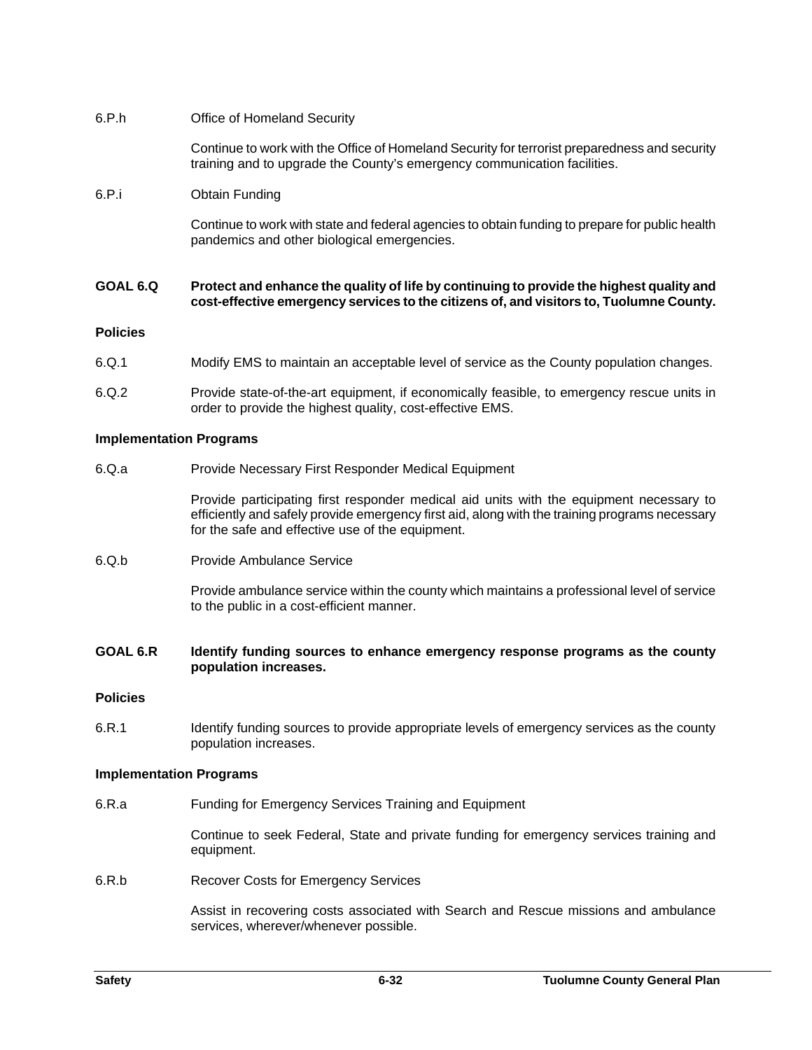6.P.h Office of Homeland Security

Continue to work with the Office of Homeland Security for terrorist preparedness and security training and to upgrade the County's emergency communication facilities.

6.P.i Obtain Funding

Continue to work with state and federal agencies to obtain funding to prepare for public health pandemics and other biological emergencies.

**GOAL 6.Q Protect and enhance the quality of life by continuing to provide the highest quality and cost-effective emergency services to the citizens of, and visitors to, Tuolumne County.**

**Policies**

6.Q.1 Modify EMS to maintain an acceptable level of service as the County population changes.

6.Q.2 Provide state-of-the-art equipment, if economically feasible, to emergency rescue units in order to provide the highest quality, cost-effective EMS.

**Implementation Programs**

6.Q.a Provide Necessary First Responder Medical Equipment

Provide participating first responder medical aid units with the equipment necessary to efficiently and safely provide emergency first aid, along with the training programs necessary for the safe and effective use of the equipment.

6.Q.b Provide Ambulance Service

Provide ambulance service within the county which maintains a professional level of service to the public in a cost-efficient manner.

**GOAL 6.R Identify funding sources to enhance emergency response programs as the county population increases.**

**Policies**

6.R.1 Identify funding sources to provide appropriate levels of emergency services as the county population increases.

**Implementation Programs**

6.R.a Funding for Emergency Services Training and Equipment

Continue to seek Federal, State and private funding for emergency services training and equipment.

6.R.b Recover Costs for Emergency Services

Assist in recovering costs associated with Search and Rescue missions and ambulance services, wherever/whenever possible.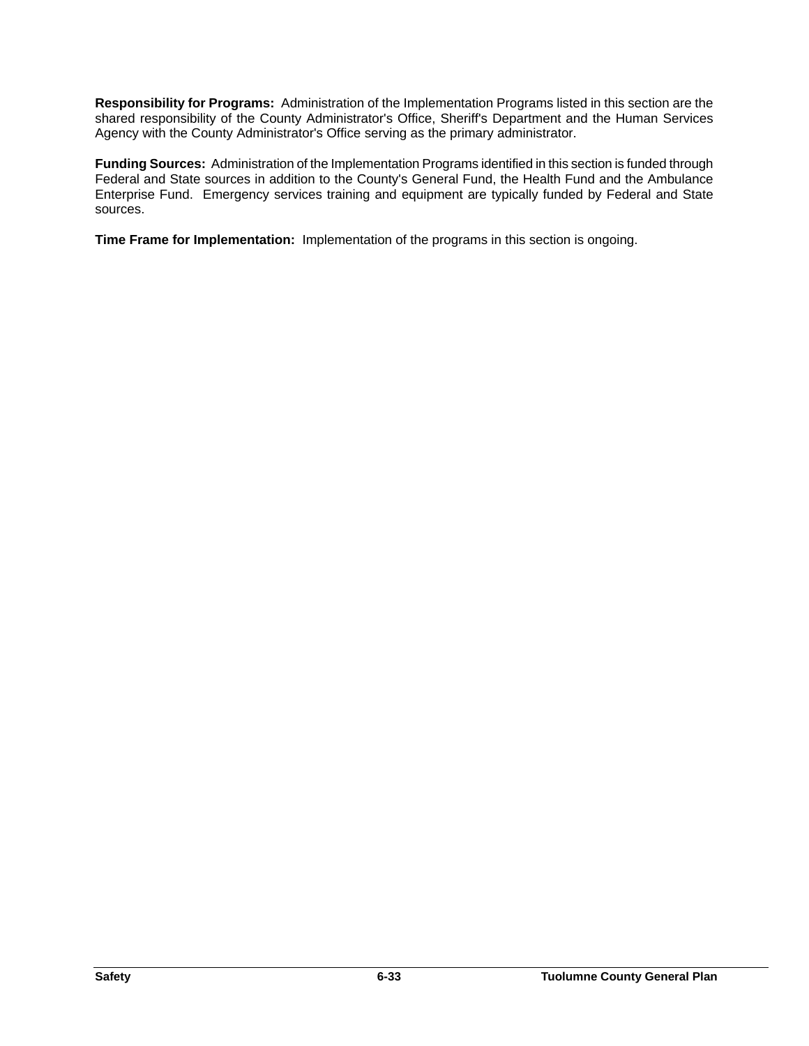**Responsibility for Programs:** Administration of the Implementation Programs listed in this section are the shared responsibility of the County Administrator's Office, Sheriff's Department and the Human Services Agency with the County Administrator's Office serving as the primary administrator.

**Funding Sources:** Administration of the Implementation Programs identified in this section is funded through Federal and State sources in addition to the County's General Fund, the Health Fund and the Ambulance Enterprise Fund. Emergency services training and equipment are typically funded by Federal and State sources.

**Time Frame for Implementation:** Implementation of the programs in this section is ongoing.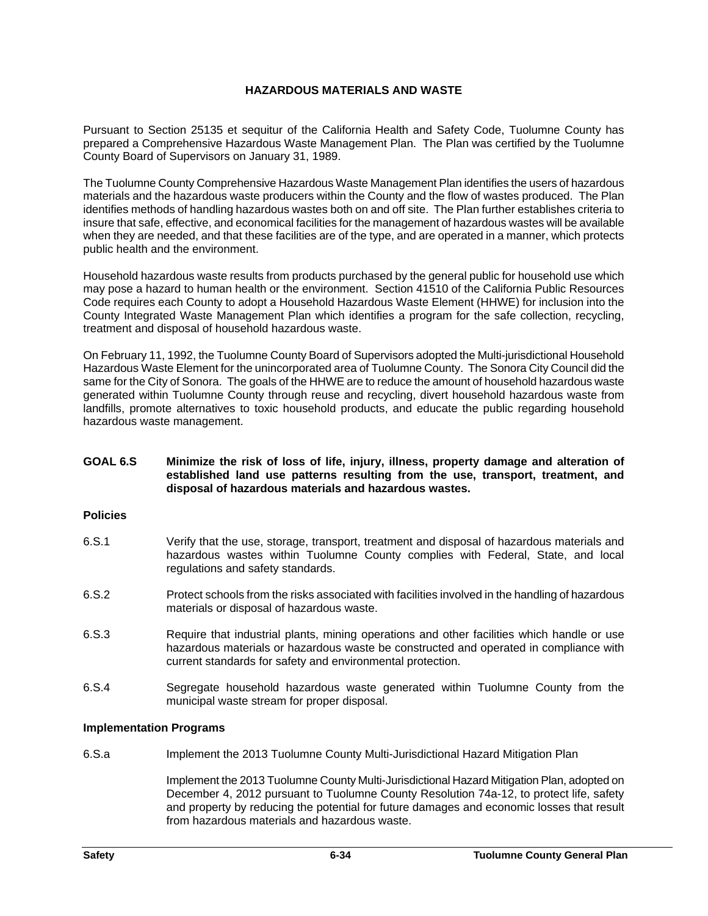## HAZARDOUS MATERIALS AND WASTE

Pursuant to Section 25135 et sequitur of the California Health and Safety Code, Tuolumne County has prepared a Comprehensive Hazardous Waste Management Plan. The Plan was certified by the Tuolumne County Board of Supervisors on January 31, 1989.

The Tuolumne County Comprehensive Hazardous Waste Management Plan identifies the users of hazardous materials and the hazardous waste producers within the County and the flow of wastes produced. The Plan identifies methods of handling hazardous wastes both on and off site. The Plan further establishes criteria to insure that safe, effective, and economical facilities for the management of hazardous wastes will be available when they are needed, and that these facilities are of the type, and are operated in a manner, which protects public health and the environment.

Household hazardous waste results from products purchased by the general public for household use which may pose a hazard to human health or the environment. Section 41510 of the California Public Resources Code requires each County to adopt a Household Hazardous Waste Element (HHWE) for inclusion into the County Integrated Waste Management Plan which identifies a program for the safe collection, recycling, treatment and disposal of household hazardous waste.

On February 11, 1992, the Tuolumne County Board of Supervisors adopted the Multi-jurisdictional Household Hazardous Waste Element for the unincorporated area of Tuolumne County. The Sonora City Council did the same for the City of Sonora. The goals of the HHWE are to reduce the amount of household hazardous waste generated within Tuolumne County through reuse and recycling, divert household hazardous waste from landfills, promote alternatives to toxic household products, and educate the public regarding household hazardous waste management.

**GOAL 6.S Minimize the risk of loss of life, injury, illness, property damage and alteration of established land use patterns resulting from the use, transport, treatment, and disposal of hazardous materials and hazardous wastes.**

### Policies

6.S.1 Verify that the use, storage, transport, treatment and disposal of hazardous materials and hazardous wastes within Tuolumne County complies with Federal, State, and local regulations and safety standards.

6.S.2 Protect schools from the risks associated with facilities involved in the handling of hazardous materials or disposal of hazardous waste.

6.S.3 Require that industrial plants, mining operations and other facilities which handle or use hazardous materials or hazardous waste be constructed and operated in compliance with current standards for safety and environmental protection.

6.S.4 Segregate household hazardous waste generated within Tuolumne County from the municipal waste stream for proper disposal.

### Implementation Programs

6.S.a Implement the 2013 Tuolumne County Multi-Jurisdictional Hazard Mitigation Plan

Implement the 2013 Tuolumne County Multi-Jurisdictional Hazard Mitigation Plan, adopted on December 4, 2012 pursuant to Tuolumne County Resolution 74a-12, to protect life, safety and property by reducing the potential for future damages and economic losses that result from hazardous materials and hazardous waste.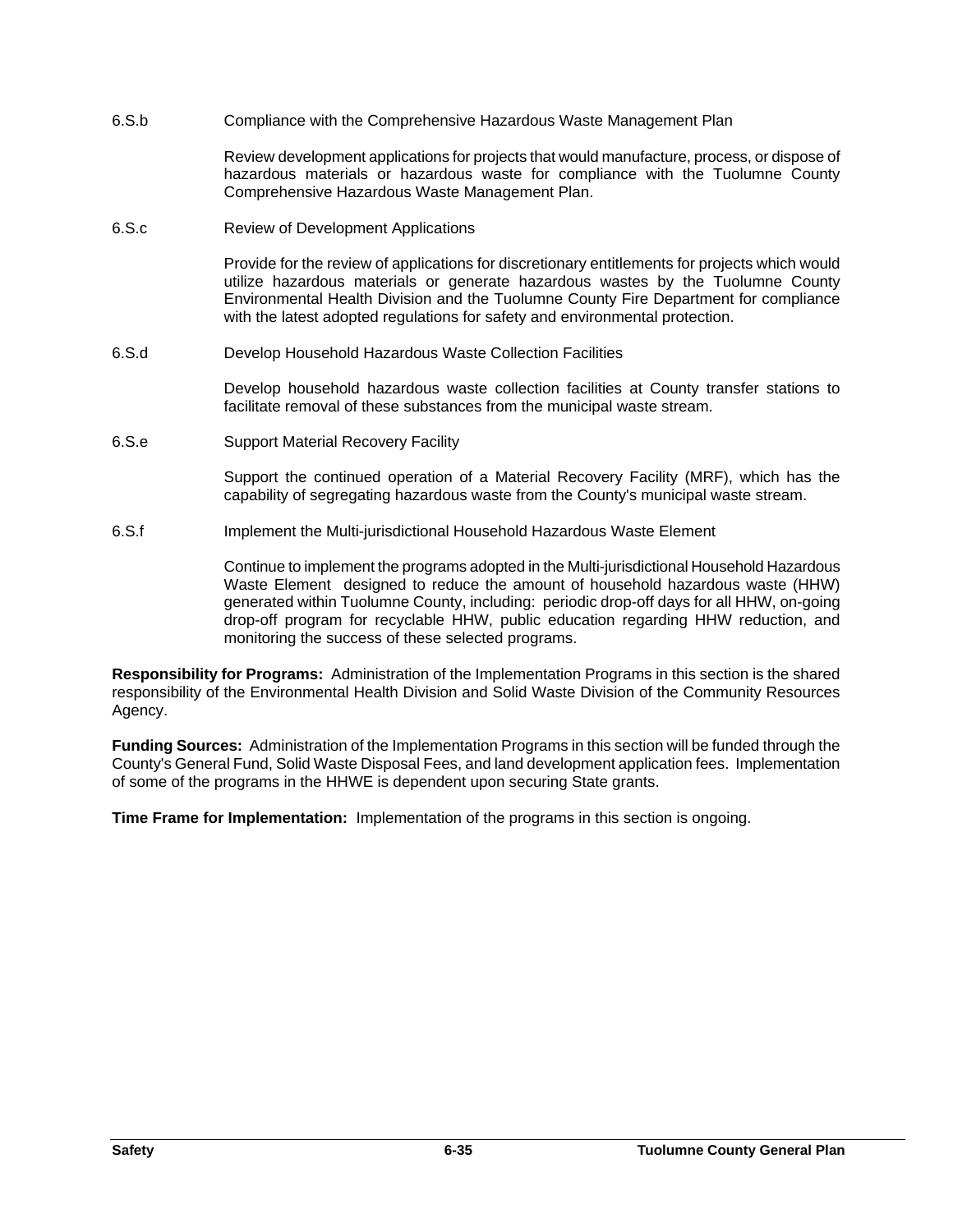6.S.b Compliance with the Comprehensive Hazardous Waste Management Plan

Review development applications for projects that would manufacture, process, or dispose of hazardous materials or hazardous waste for compliance with the Tuolumne County Comprehensive Hazardous Waste Management Plan.

6.S.c Review of Development Applications

Provide for the review of applications for discretionary entitlements for projects which would utilize hazardous materials or generate hazardous wastes by the Tuolumne County Environmental Health Division and the Tuolumne County Fire Department for compliance with the latest adopted regulations for safety and environmental protection.

6.S.d Develop Household Hazardous Waste Collection Facilities

Develop household hazardous waste collection facilities at County transfer stations to facilitate removal of these substances from the municipal waste stream.

6.S.e Support Material Recovery Facility

Support the continued operation of a Material Recovery Facility (MRF), which has the capability of segregating hazardous waste from the County's municipal waste stream.

6.S.f Implement the Multi-jurisdictional Household Hazardous Waste Element

Continue to implement the programs adopted in the Multi-jurisdictional Household Hazardous Waste Element designed to reduce the amount of household hazardous waste (HHW) generated within Tuolumne County, including: periodic drop-off days for all HHW, on-going drop-off program for recyclable HHW, public education regarding HHW reduction, and monitoring the success of these selected programs.

**Responsibility for Programs:** Administration of the Implementation Programs in this section is the shared responsibility of the Environmental Health Division and Solid Waste Division of the Community Resources Agency.

**Funding Sources:** Administration of the Implementation Programs in this section will be funded through the County's General Fund, Solid Waste Disposal Fees, and land development application fees. Implementation of some of the programs in the HHWE is dependent upon securing State grants.

**Time Frame for Implementation:** Implementation of the programs in this section is ongoing.